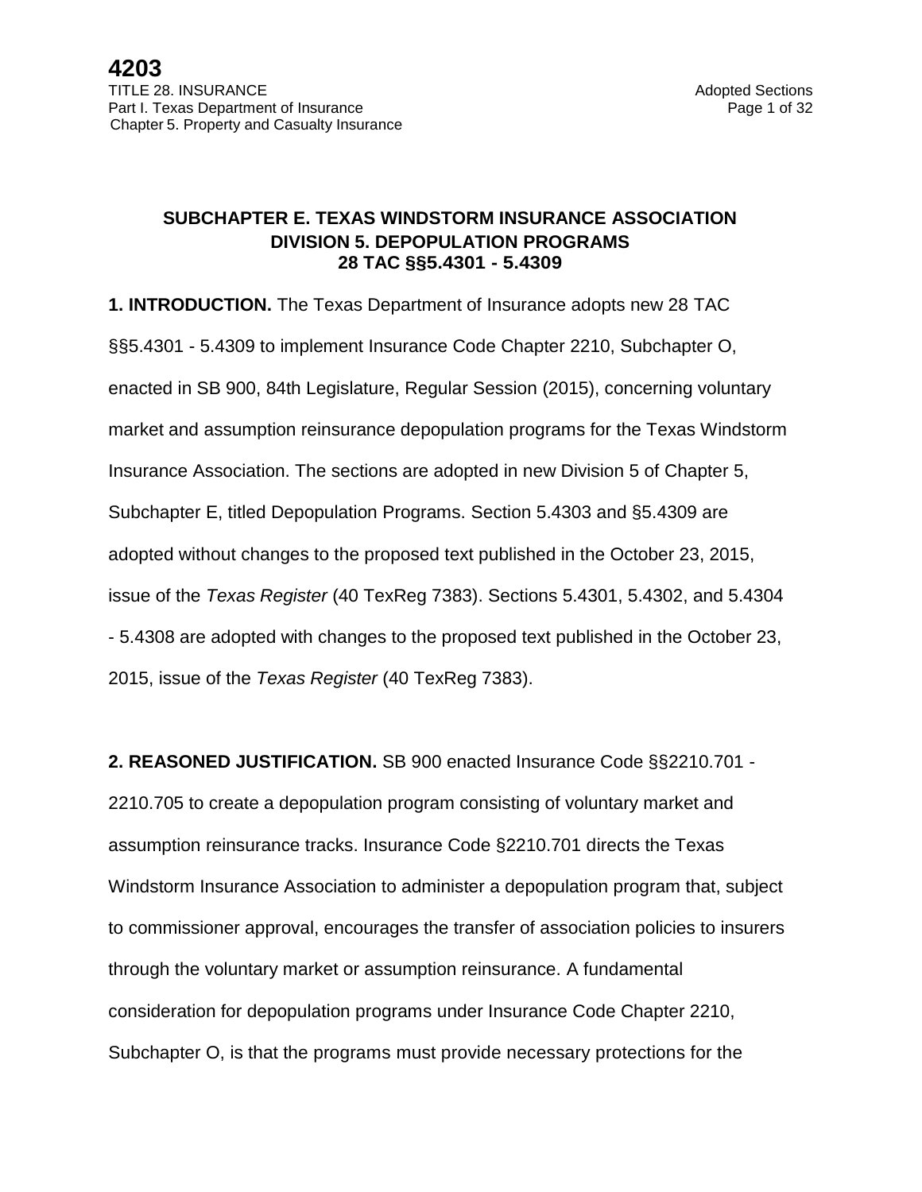**4203**

TITLE 28. INSURANCE

Part I. Texas Department of Insurance

Chapter 5. Property and Casualty Insurance

Adopted Sections

## SUBCHAPTER E. TEXAS WINDSTORM INSURANCE ASSOCIATION DIVISION 5. DEPOPULATION PROGRAMS 28 TAC §§5.4301 - 5.4309

**1. INTRODUCTION.** The Texas Department of Insurance adopts new 28 TAC §§5.4301 - 5.4309 to implement Insurance Code Chapter 2210, Subchapter O, enacted in SB 900, 84th Legislature, Regular Session (2015), concerning voluntary market and assumption reinsurance depopulation programs for the Texas Windstorm Insurance Association. The sections are adopted in new Division 5 of Chapter 5, Subchapter E, titled Depopulation Programs. Section 5.4303 and §5.4309 are adopted without changes to the proposed text published in the October 23, 2015, issue of the *Texas Register* (40 TexReg 7383). Sections 5.4301, 5.4302, and 5.4304 - 5.4308 are adopted with changes to the proposed text published in the October 23, 2015, issue of the *Texas Register* (40 TexReg 7383).

**2. REASONED JUSTIFICATION.** SB 900 enacted Insurance Code §§2210.701 - 2210.705 to create a depopulation program consisting of voluntary market and assumption reinsurance tracks. Insurance Code §2210.701 directs the Texas Windstorm Insurance Association to administer a depopulation program that, subject to commissioner approval, encourages the transfer of association policies to insurers through the voluntary market or assumption reinsurance. A fundamental consideration for depopulation programs under Insurance Code Chapter 2210, Subchapter O, is that the programs must provide necessary protections for the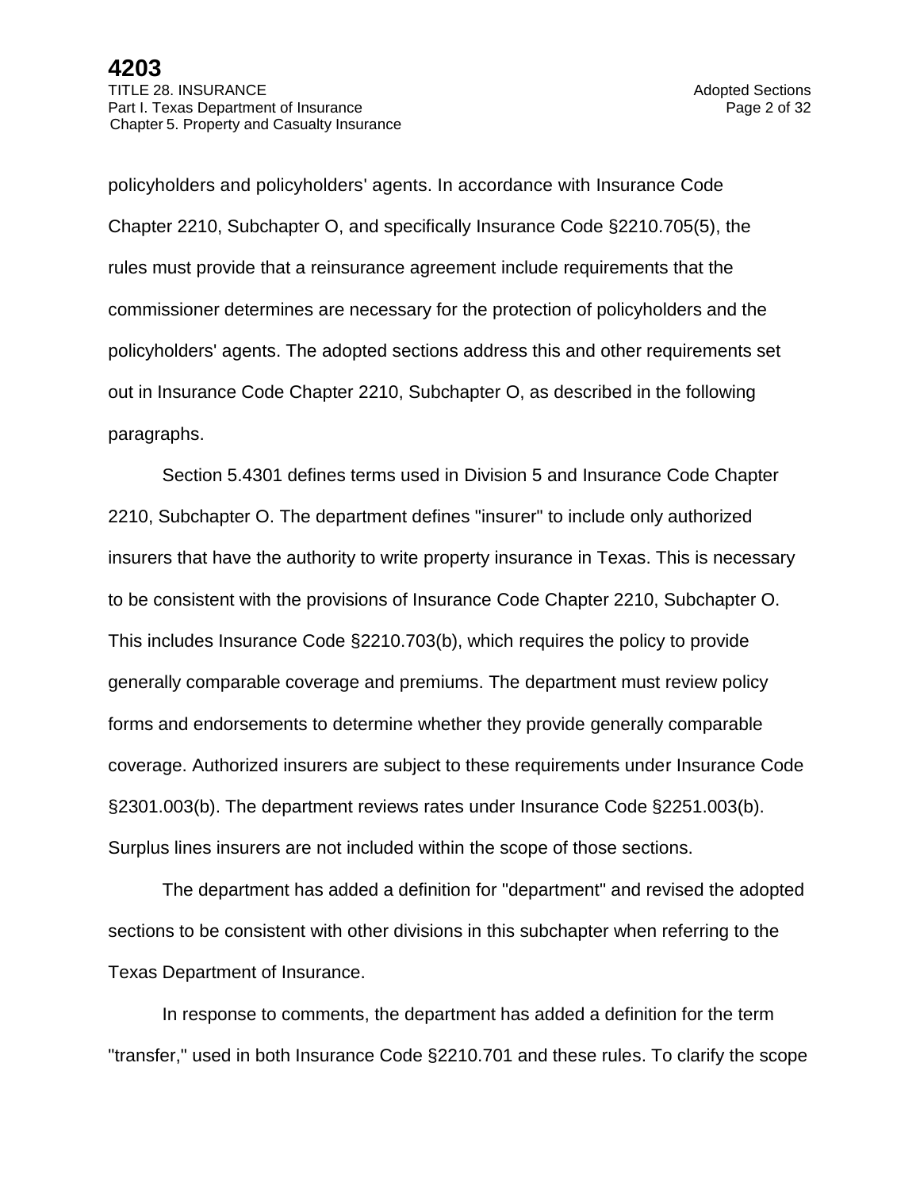policyholders and policyholders' agents. In accordance with Insurance Code Chapter 2210, Subchapter O, and specifically Insurance Code §2210.705(5), the rules must provide that a reinsurance agreement include requirements that the commissioner determines are necessary for the protection of policyholders and the policyholders' agents. The adopted sections address this and other requirements set out in Insurance Code Chapter 2210, Subchapter O, as described in the following paragraphs.

Section 5.4301 defines terms used in Division 5 and Insurance Code Chapter 2210, Subchapter O. The department defines "insurer" to include only authorized insurers that have the authority to write property insurance in Texas. This is necessary to be consistent with the provisions of Insurance Code Chapter 2210, Subchapter O. This includes Insurance Code §2210.703(b), which requires the policy to provide generally comparable coverage and premiums. The department must review policy forms and endorsements to determine whether they provide generally comparable coverage. Authorized insurers are subject to these requirements under Insurance Code §2301.003(b). The department reviews rates under Insurance Code §2251.003(b). Surplus lines insurers are not included within the scope of those sections.

The department has added a definition for "department" and revised the adopted sections to be consistent with other divisions in this subchapter when referring to the Texas Department of Insurance.

In response to comments, the department has added a definition for the term "transfer," used in both Insurance Code §2210.701 and these rules. To clarify the scope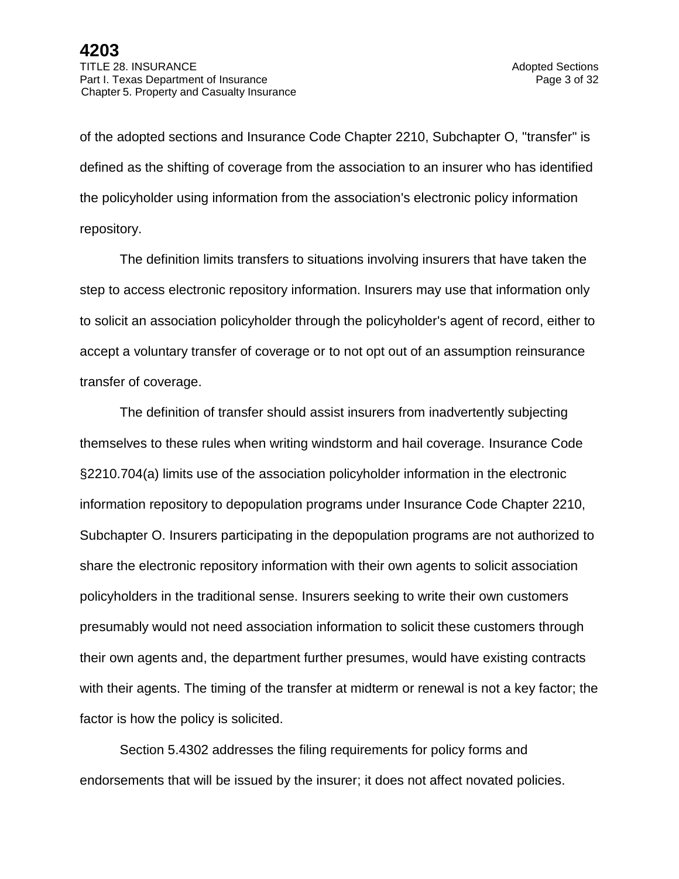of the adopted sections and Insurance Code Chapter 2210, Subchapter O, "transfer" is defined as the shifting of coverage from the association to an insurer who has identified the policyholder using information from the association's electronic policy information repository.

The definition limits transfers to situations involving insurers that have taken the step to access electronic repository information. Insurers may use that information only to solicit an association policyholder through the policyholder's agent of record, either to accept a voluntary transfer of coverage or to not opt out of an assumption reinsurance transfer of coverage.

The definition of transfer should assist insurers from inadvertently subjecting themselves to these rules when writing windstorm and hail coverage. Insurance Code §2210.704(a) limits use of the association policyholder information in the electronic information repository to depopulation programs under Insurance Code Chapter 2210, Subchapter O. Insurers participating in the depopulation programs are not authorized to share the electronic repository information with their own agents to solicit association policyholders in the traditional sense. Insurers seeking to write their own customers presumably would not need association information to solicit these customers through their own agents and, the department further presumes, would have existing contracts with their agents. The timing of the transfer at midterm or renewal is not a key factor; the factor is how the policy is solicited.

Section 5.4302 addresses the filing requirements for policy forms and endorsements that will be issued by the insurer; it does not affect novated policies.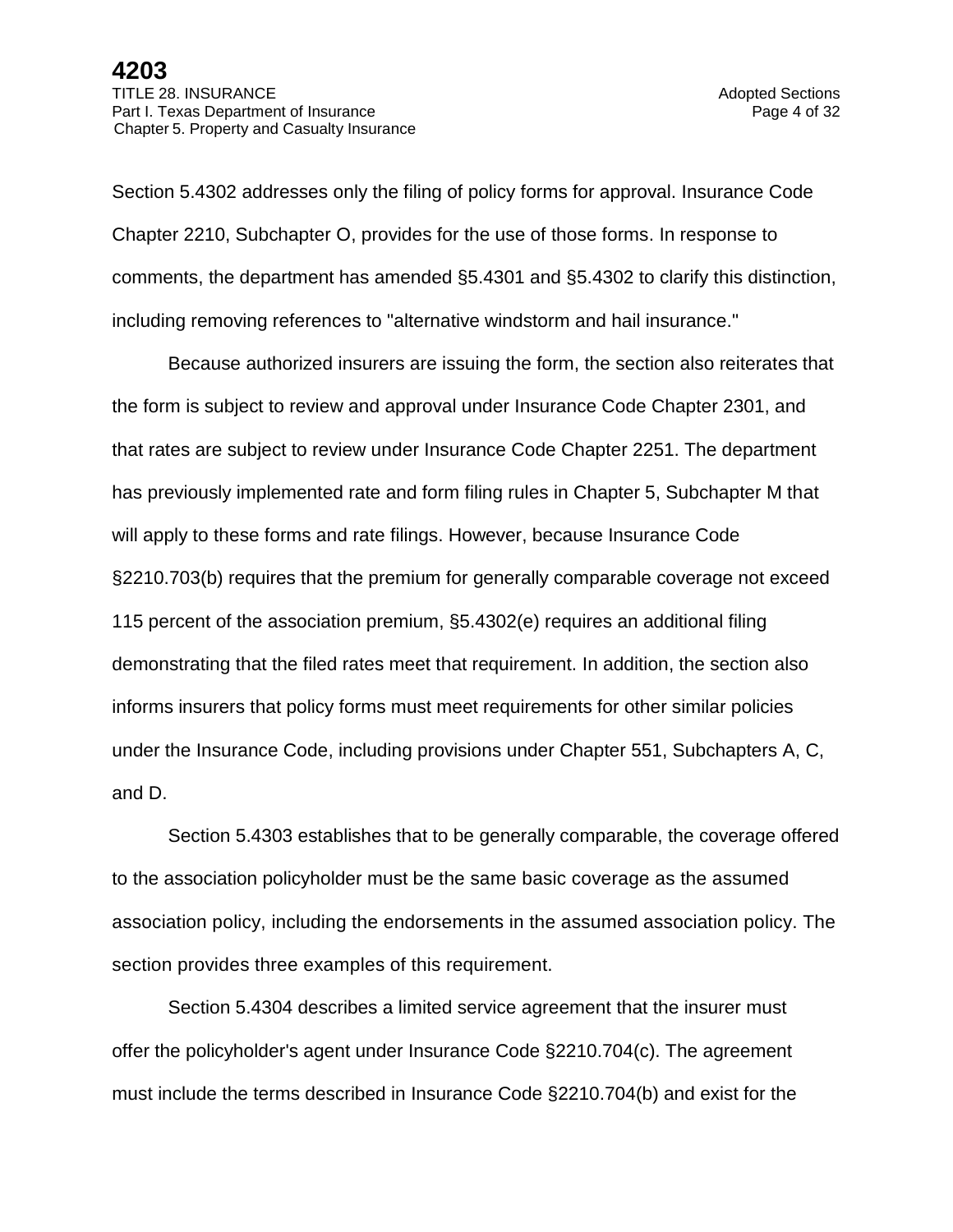Section 5.4302 addresses only the filing of policy forms for approval. Insurance Code Chapter 2210, Subchapter O, provides for the use of those forms. In response to comments, the department has amended §5.4301 and §5.4302 to clarify this distinction, including removing references to "alternative windstorm and hail insurance."

Because authorized insurers are issuing the form, the section also reiterates that the form is subject to review and approval under Insurance Code Chapter 2301, and that rates are subject to review under Insurance Code Chapter 2251. The department has previously implemented rate and form filing rules in Chapter 5, Subchapter M that will apply to these forms and rate filings. However, because Insurance Code §2210.703(b) requires that the premium for generally comparable coverage not exceed 115 percent of the association premium, §5.4302(e) requires an additional filing demonstrating that the filed rates meet that requirement. In addition, the section also informs insurers that policy forms must meet requirements for other similar policies under the Insurance Code, including provisions under Chapter 551, Subchapters A, C, and D.

Section 5.4303 establishes that to be generally comparable, the coverage offered to the association policyholder must be the same basic coverage as the assumed association policy, including the endorsements in the assumed association policy. The section provides three examples of this requirement.

Section 5.4304 describes a limited service agreement that the insurer must offer the policyholder's agent under Insurance Code §2210.704(c). The agreement must include the terms described in Insurance Code §2210.704(b) and exist for the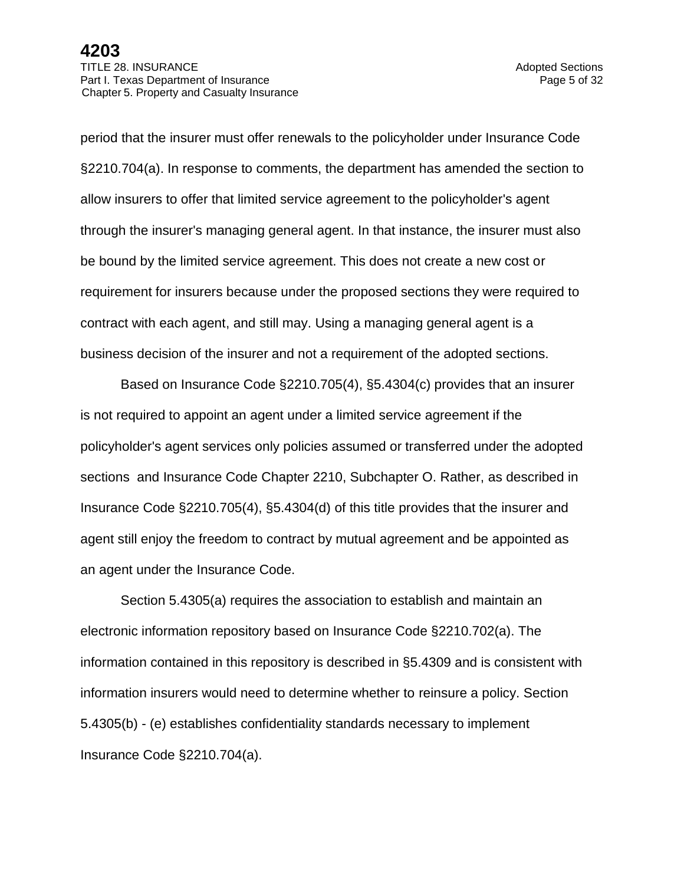period that the insurer must offer renewals to the policyholder under Insurance Code §2210.704(a). In response to comments, the department has amended the section to allow insurers to offer that limited service agreement to the policyholder's agent through the insurer's managing general agent. In that instance, the insurer must also be bound by the limited service agreement. This does not create a new cost or requirement for insurers because under the proposed sections they were required to contract with each agent, and still may. Using a managing general agent is a business decision of the insurer and not a requirement of the adopted sections.

Based on Insurance Code §2210.705(4), §5.4304(c) provides that an insurer is not required to appoint an agent under a limited service agreement if the policyholder's agent services only policies assumed or transferred under the adopted sections and Insurance Code Chapter 2210, Subchapter O. Rather, as described in Insurance Code §2210.705(4), §5.4304(d) of this title provides that the insurer and agent still enjoy the freedom to contract by mutual agreement and be appointed as an agent under the Insurance Code.

Section 5.4305(a) requires the association to establish and maintain an electronic information repository based on Insurance Code §2210.702(a). The information contained in this repository is described in §5.4309 and is consistent with information insurers would need to determine whether to reinsure a policy. Section 5.4305(b) - (e) establishes confidentiality standards necessary to implement Insurance Code §2210.704(a).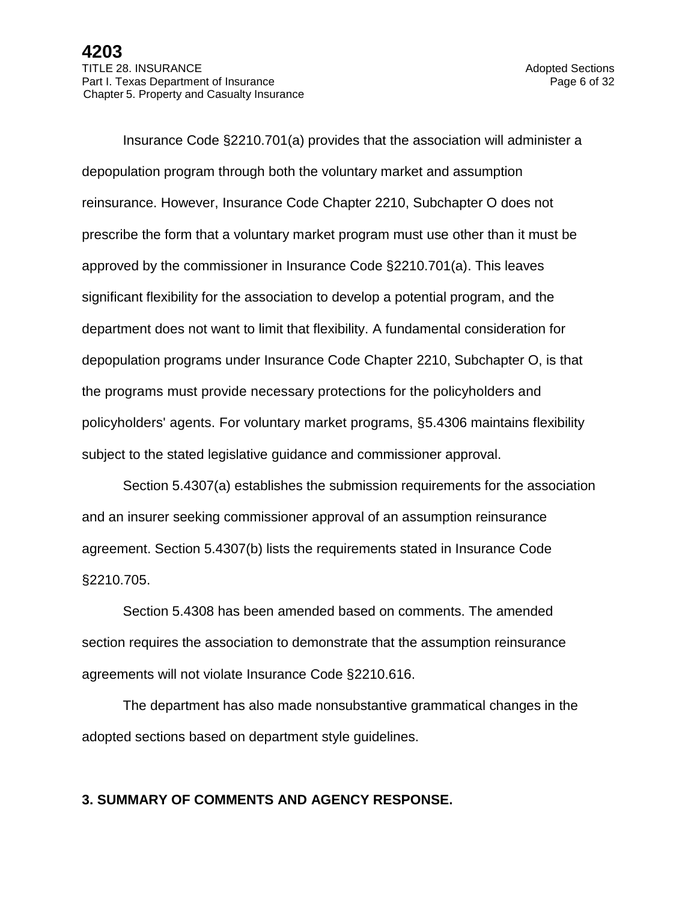Insurance Code §2210.701(a) provides that the association will administer a depopulation program through both the voluntary market and assumption reinsurance. However, Insurance Code Chapter 2210, Subchapter O does not prescribe the form that a voluntary market program must use other than it must be approved by the commissioner in Insurance Code §2210.701(a). This leaves significant flexibility for the association to develop a potential program, and the department does not want to limit that flexibility. A fundamental consideration for depopulation programs under Insurance Code Chapter 2210, Subchapter O, is that the programs must provide necessary protections for the policyholders and policyholders' agents. For voluntary market programs, §5.4306 maintains flexibility subject to the stated legislative guidance and commissioner approval.

Section 5.4307(a) establishes the submission requirements for the association and an insurer seeking commissioner approval of an assumption reinsurance agreement. Section 5.4307(b) lists the requirements stated in Insurance Code §2210.705.

Section 5.4308 has been amended based on comments. The amended section requires the association to demonstrate that the assumption reinsurance agreements will not violate Insurance Code §2210.616.

The department has also made nonsubstantive grammatical changes in the adopted sections based on department style guidelines.

## 3. SUMMARY OF COMMENTS AND AGENCY RESPONSE.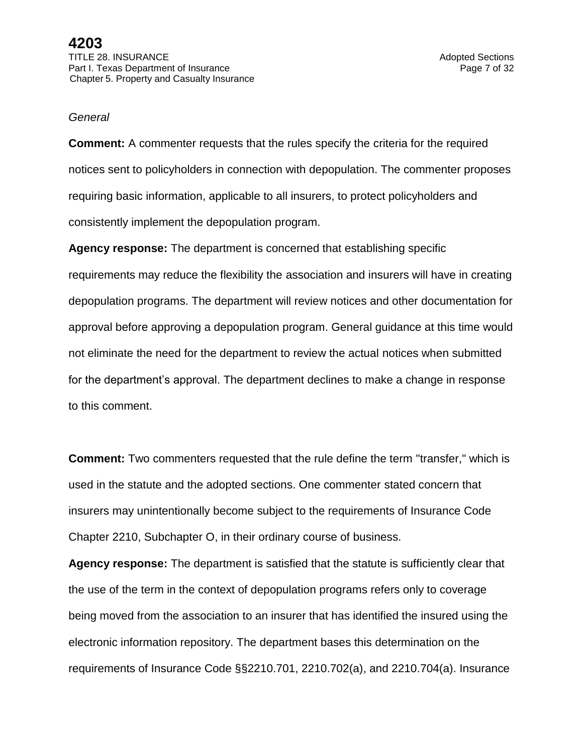*General*

**Comment:** A commenter requests that the rules specify the criteria for the required notices sent to policyholders in connection with depopulation. The commenter proposes requiring basic information, applicable to all insurers, to protect policyholders and consistently implement the depopulation program.

**Agency response:** The department is concerned that establishing specific requirements may reduce the flexibility the association and insurers will have in creating depopulation programs. The department will review notices and other documentation for approval before approving a depopulation program. General guidance at this time would not eliminate the need for the department to review the actual notices when submitted for the department's approval. The department declines to make a change in response to this comment.

**Comment:** Two commenters requested that the rule define the term "transfer," which is used in the statute and the adopted sections. One commenter stated concern that insurers may unintentionally become subject to the requirements of Insurance Code Chapter 2210, Subchapter O, in their ordinary course of business.

**Agency response:** The department is satisfied that the statute is sufficiently clear that the use of the term in the context of depopulation programs refers only to coverage being moved from the association to an insurer that has identified the insured using the electronic information repository. The department bases this determination on the requirements of Insurance Code §§2210.701, 2210.702(a), and 2210.704(a). Insurance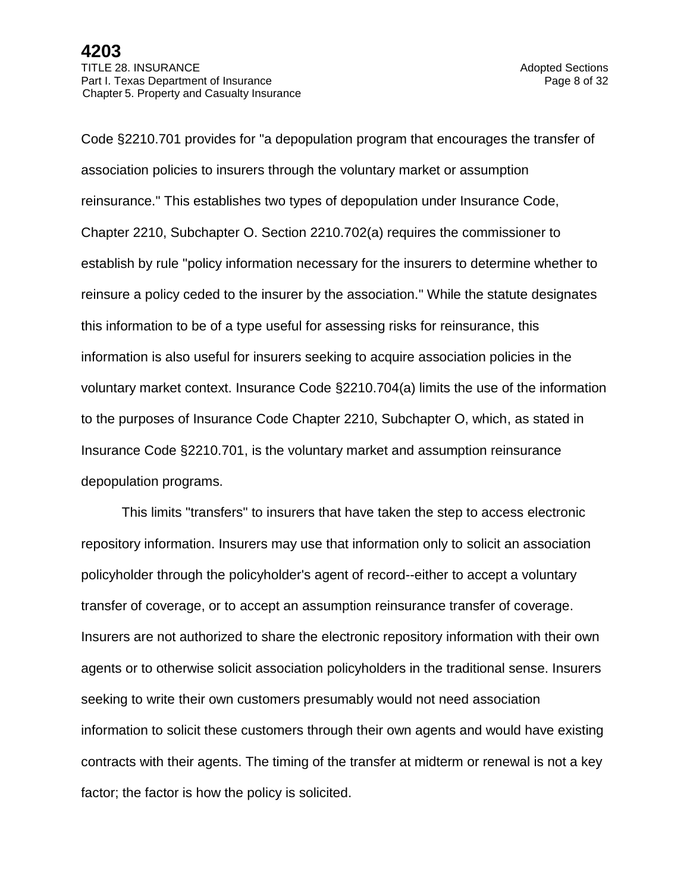Code §2210.701 provides for "a depopulation program that encourages the transfer of association policies to insurers through the voluntary market or assumption reinsurance." This establishes two types of depopulation under Insurance Code, Chapter 2210, Subchapter O. Section 2210.702(a) requires the commissioner to establish by rule "policy information necessary for the insurers to determine whether to reinsure a policy ceded to the insurer by the association." While the statute designates this information to be of a type useful for assessing risks for reinsurance, this information is also useful for insurers seeking to acquire association policies in the voluntary market context. Insurance Code §2210.704(a) limits the use of the information to the purposes of Insurance Code Chapter 2210, Subchapter O, which, as stated in Insurance Code §2210.701, is the voluntary market and assumption reinsurance depopulation programs.

This limits "transfers" to insurers that have taken the step to access electronic repository information. Insurers may use that information only to solicit an association policyholder through the policyholder's agent of record--either to accept a voluntary transfer of coverage, or to accept an assumption reinsurance transfer of coverage. Insurers are not authorized to share the electronic repository information with their own agents or to otherwise solicit association policyholders in the traditional sense. Insurers seeking to write their own customers presumably would not need association information to solicit these customers through their own agents and would have existing contracts with their agents. The timing of the transfer at midterm or renewal is not a key factor; the factor is how the policy is solicited.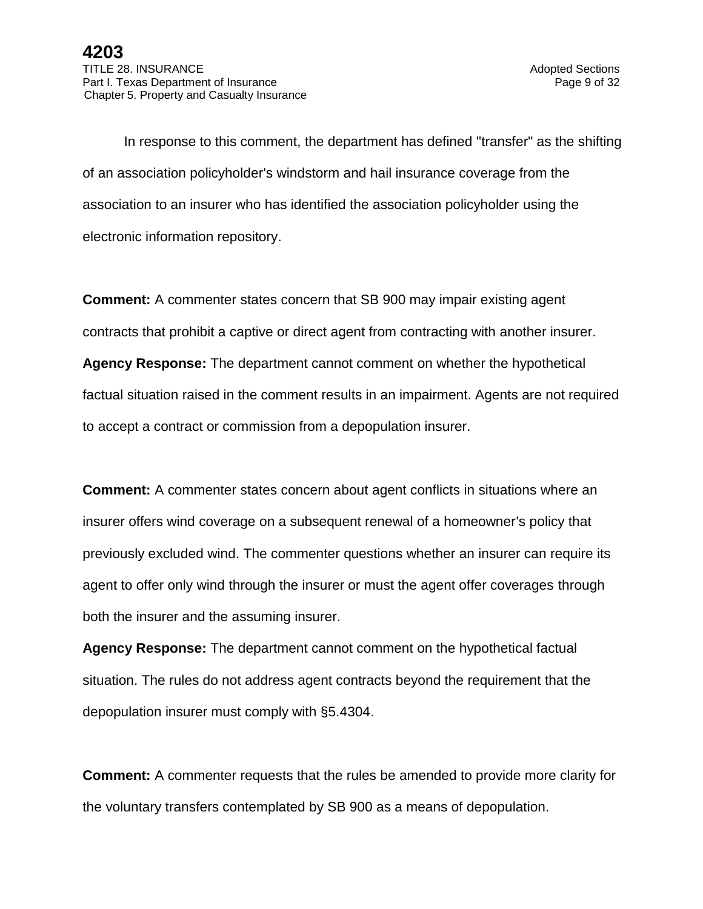In response to this comment, the department has defined "transfer" as the shifting of an association policyholder's windstorm and hail insurance coverage from the association to an insurer who has identified the association policyholder using the electronic information repository.

**Comment:** A commenter states concern that SB 900 may impair existing agent contracts that prohibit a captive or direct agent from contracting with another insurer.

**Agency Response:** The department cannot comment on whether the hypothetical factual situation raised in the comment results in an impairment. Agents are not required to accept a contract or commission from a depopulation insurer.

**Comment:** A commenter states concern about agent conflicts in situations where an insurer offers wind coverage on a subsequent renewal of a homeowner's policy that previously excluded wind. The commenter questions whether an insurer can require its agent to offer only wind through the insurer or must the agent offer coverages through both the insurer and the assuming insurer.

**Agency Response:** The department cannot comment on the hypothetical factual situation. The rules do not address agent contracts beyond the requirement that the depopulation insurer must comply with §5.4304.

**Comment:** A commenter requests that the rules be amended to provide more clarity for the voluntary transfers contemplated by SB 900 as a means of depopulation.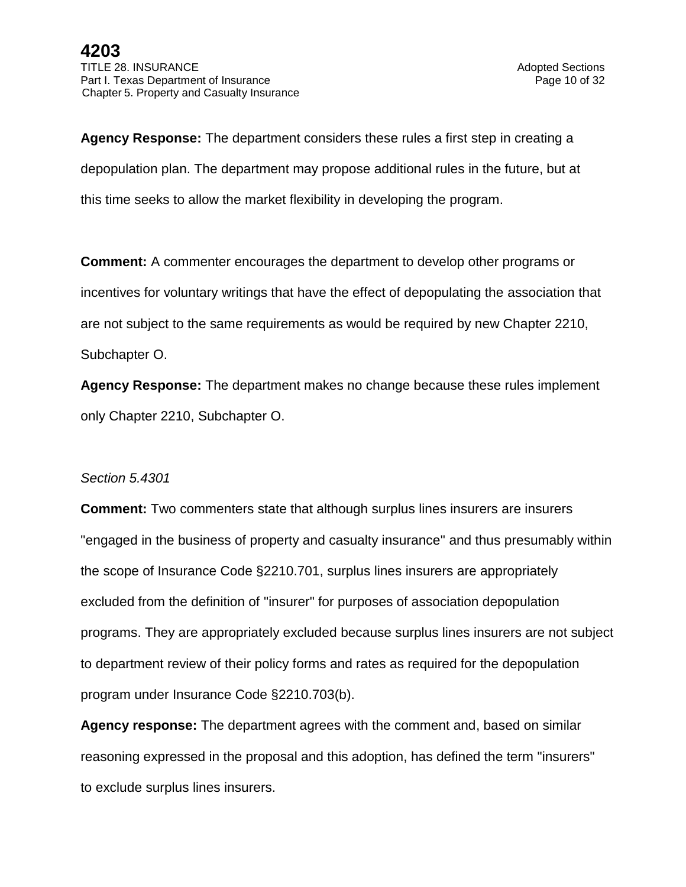**Agency Response:** The department considers these rules a first step in creating a depopulation plan. The department may propose additional rules in the future, but at this time seeks to allow the market flexibility in developing the program.

**Comment:** A commenter encourages the department to develop other programs or incentives for voluntary writings that have the effect of depopulating the association that are not subject to the same requirements as would be required by new Chapter 2210, Subchapter O.

**Agency Response:** The department makes no change because these rules implement only Chapter 2210, Subchapter O.

*Section 5.4301*

**Comment:** Two commenters state that although surplus lines insurers are insurers "engaged in the business of property and casualty insurance" and thus presumably within the scope of Insurance Code §2210.701, surplus lines insurers are appropriately excluded from the definition of "insurer" for purposes of association depopulation programs. They are appropriately excluded because surplus lines insurers are not subject to department review of their policy forms and rates as required for the depopulation program under Insurance Code §2210.703(b).

**Agency response:** The department agrees with the comment and, based on similar reasoning expressed in the proposal and this adoption, has defined the term "insurers" to exclude surplus lines insurers.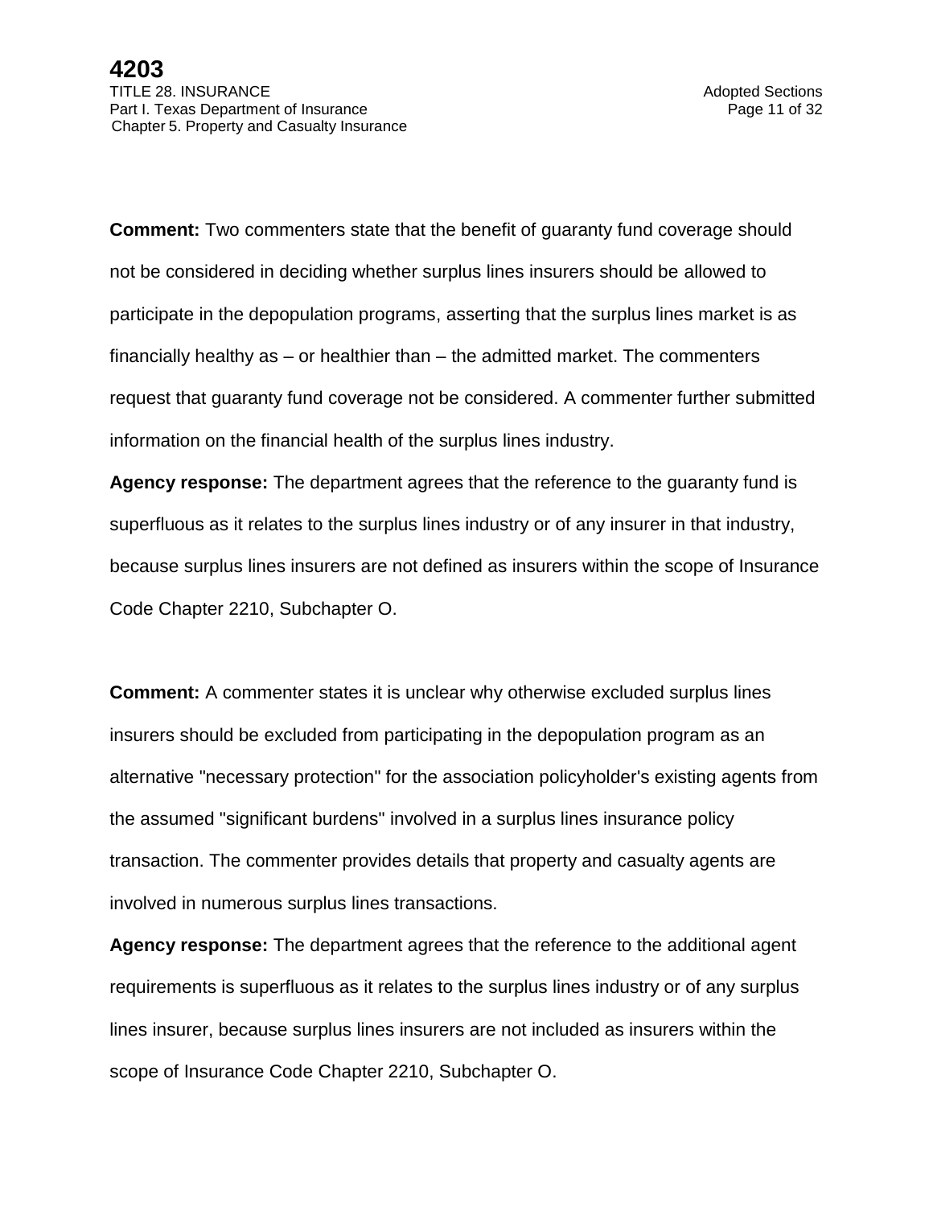**Comment:** Two commenters state that the benefit of guaranty fund coverage should not be considered in deciding whether surplus lines insurers should be allowed to participate in the depopulation programs, asserting that the surplus lines market is as financially healthy as – or healthier than – the admitted market. The commenters request that guaranty fund coverage not be considered. A commenter further submitted information on the financial health of the surplus lines industry.

**Agency response:** The department agrees that the reference to the guaranty fund is superfluous as it relates to the surplus lines industry or of any insurer in that industry, because surplus lines insurers are not defined as insurers within the scope of Insurance Code Chapter 2210, Subchapter O.

**Comment:** A commenter states it is unclear why otherwise excluded surplus lines insurers should be excluded from participating in the depopulation program as an alternative "necessary protection" for the association policyholder's existing agents from the assumed "significant burdens" involved in a surplus lines insurance policy transaction. The commenter provides details that property and casualty agents are involved in numerous surplus lines transactions.

**Agency response:** The department agrees that the reference to the additional agent requirements is superfluous as it relates to the surplus lines industry or of any surplus lines insurer, because surplus lines insurers are not included as insurers within the scope of Insurance Code Chapter 2210, Subchapter O.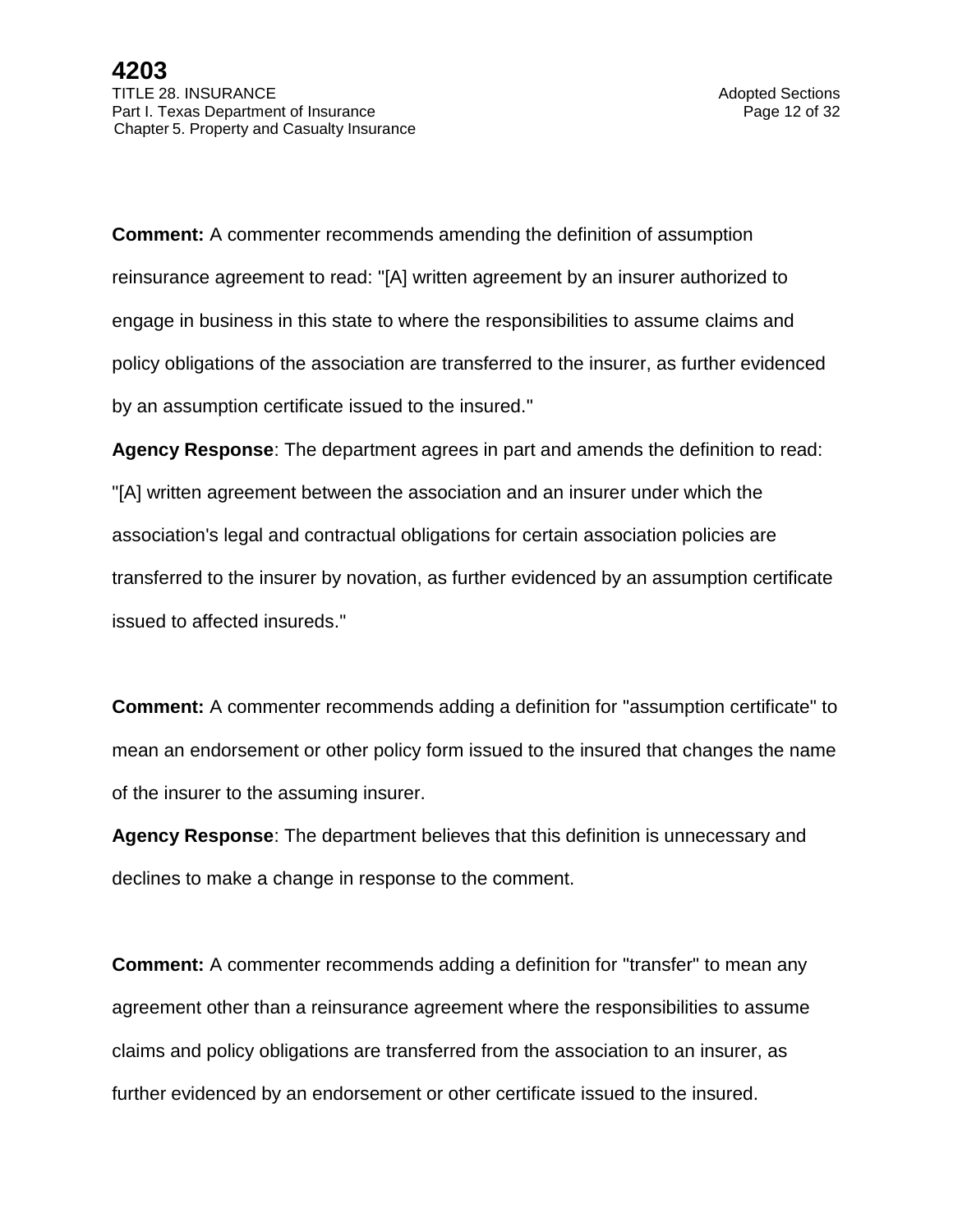**Comment:** A commenter recommends amending the definition of assumption reinsurance agreement to read: "[A] written agreement by an insurer authorized to engage in business in this state to where the responsibilities to assume claims and policy obligations of the association are transferred to the insurer, as further evidenced by an assumption certificate issued to the insured."

**Agency Response**: The department agrees in part and amends the definition to read: "[A] written agreement between the association and an insurer under which the association's legal and contractual obligations for certain association policies are transferred to the insurer by novation, as further evidenced by an assumption certificate issued to affected insureds."

**Comment:** A commenter recommends adding a definition for "assumption certificate" to mean an endorsement or other policy form issued to the insured that changes the name of the insurer to the assuming insurer.

**Agency Response**: The department believes that this definition is unnecessary and declines to make a change in response to the comment.

**Comment:** A commenter recommends adding a definition for "transfer" to mean any agreement other than a reinsurance agreement where the responsibilities to assume claims and policy obligations are transferred from the association to an insurer, as further evidenced by an endorsement or other certificate issued to the insured.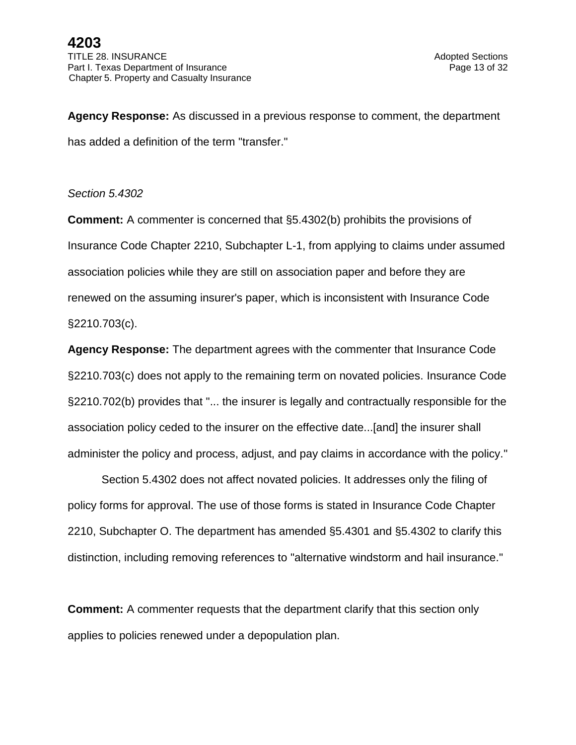**Agency Response:** As discussed in a previous response to comment, the department has added a definition of the term "transfer."

*Section 5.4302*

**Comment:** A commenter is concerned that §5.4302(b) prohibits the provisions of Insurance Code Chapter 2210, Subchapter L-1, from applying to claims under assumed association policies while they are still on association paper and before they are renewed on the assuming insurer's paper, which is inconsistent with Insurance Code §2210.703(c).

**Agency Response:** The department agrees with the commenter that Insurance Code §2210.703(c) does not apply to the remaining term on novated policies. Insurance Code §2210.702(b) provides that "... the insurer is legally and contractually responsible for the association policy ceded to the insurer on the effective date...[and] the insurer shall administer the policy and process, adjust, and pay claims in accordance with the policy."

Section 5.4302 does not affect novated policies. It addresses only the filing of policy forms for approval. The use of those forms is stated in Insurance Code Chapter 2210, Subchapter O. The department has amended §5.4301 and §5.4302 to clarify this distinction, including removing references to "alternative windstorm and hail insurance."

**Comment:** A commenter requests that the department clarify that this section only applies to policies renewed under a depopulation plan.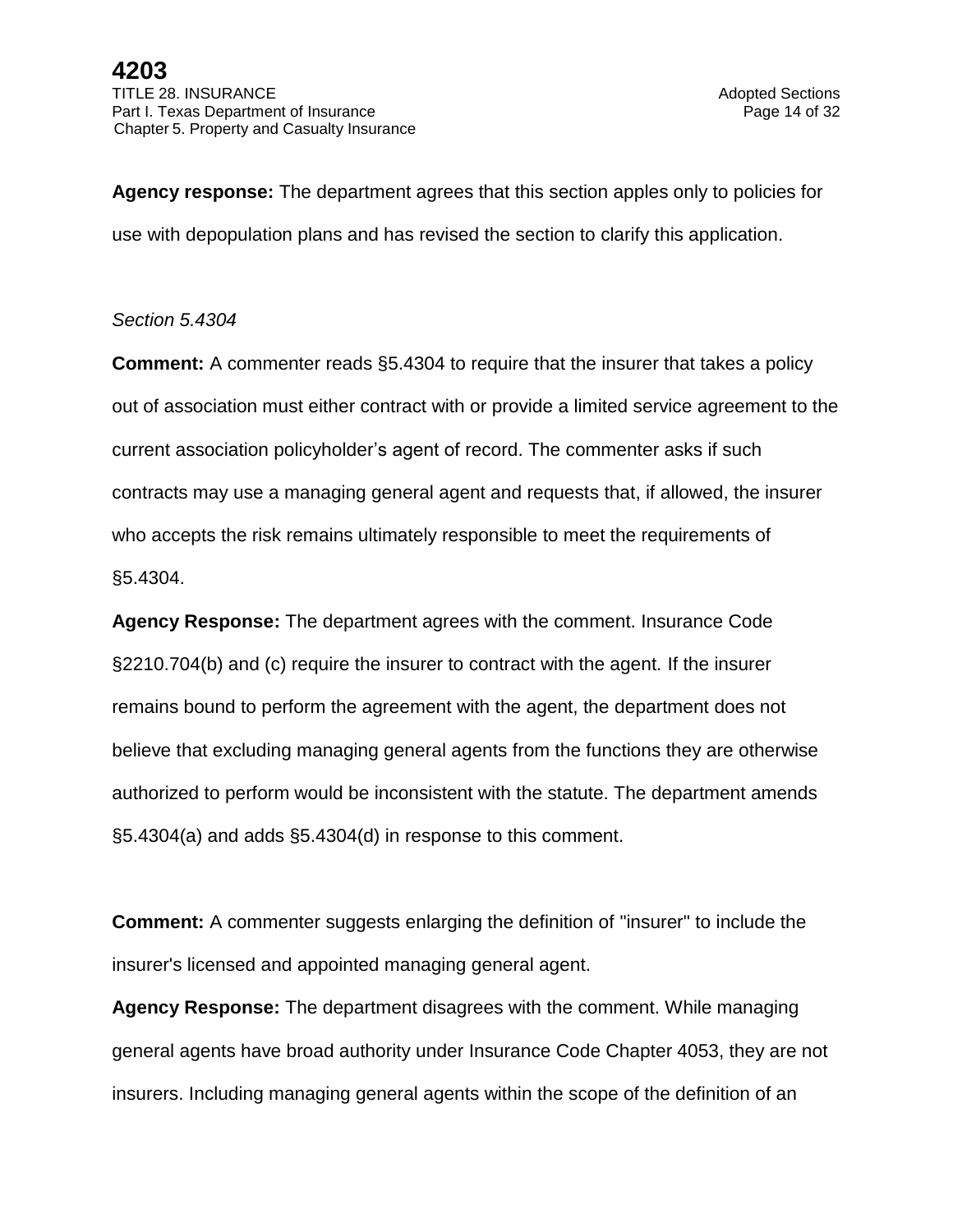**Agency response:** The department agrees that this section apples only to policies for use with depopulation plans and has revised the section to clarify this application.

*Section 5.4304*

**Comment:** A commenter reads §5.4304 to require that the insurer that takes a policy out of association must either contract with or provide a limited service agreement to the current association policyholder's agent of record. The commenter asks if such contracts may use a managing general agent and requests that, if allowed, the insurer who accepts the risk remains ultimately responsible to meet the requirements of §5.4304.

**Agency Response:** The department agrees with the comment. Insurance Code §2210.704(b) and (c) require the insurer to contract with the agent. If the insurer remains bound to perform the agreement with the agent, the department does not believe that excluding managing general agents from the functions they are otherwise authorized to perform would be inconsistent with the statute. The department amends §5.4304(a) and adds §5.4304(d) in response to this comment.

**Comment:** A commenter suggests enlarging the definition of "insurer" to include the insurer's licensed and appointed managing general agent.

**Agency Response:** The department disagrees with the comment. While managing general agents have broad authority under Insurance Code Chapter 4053, they are not insurers. Including managing general agents within the scope of the definition of an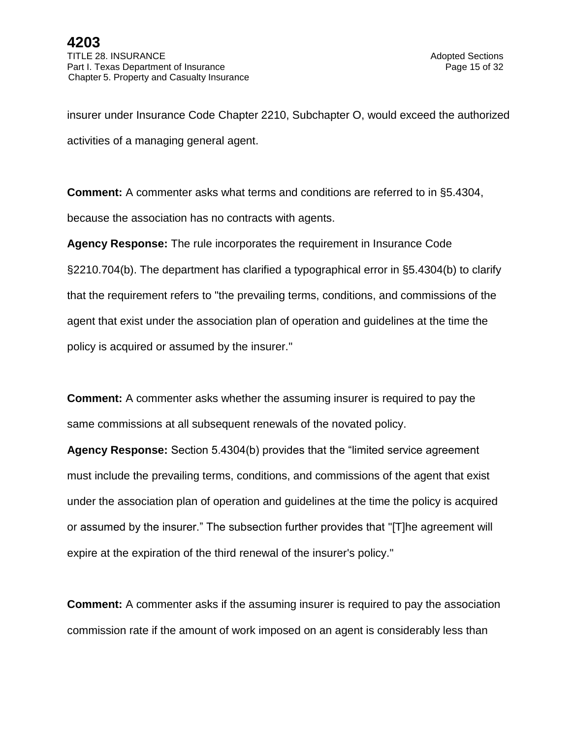insurer under Insurance Code Chapter 2210, Subchapter O, would exceed the authorized activities of a managing general agent.

**Comment:** A commenter asks what terms and conditions are referred to in §5.4304, because the association has no contracts with agents.

**Agency Response:** The rule incorporates the requirement in Insurance Code §2210.704(b). The department has clarified a typographical error in §5.4304(b) to clarify that the requirement refers to "the prevailing terms, conditions, and commissions of the agent that exist under the association plan of operation and guidelines at the time the policy is acquired or assumed by the insurer."

**Comment:** A commenter asks whether the assuming insurer is required to pay the same commissions at all subsequent renewals of the novated policy.

**Agency Response:** Section 5.4304(b) provides that the "limited service agreement must include the prevailing terms, conditions, and commissions of the agent that exist under the association plan of operation and guidelines at the time the policy is acquired or assumed by the insurer." The subsection further provides that "[T]he agreement will expire at the expiration of the third renewal of the insurer's policy."

**Comment:** A commenter asks if the assuming insurer is required to pay the association commission rate if the amount of work imposed on an agent is considerably less than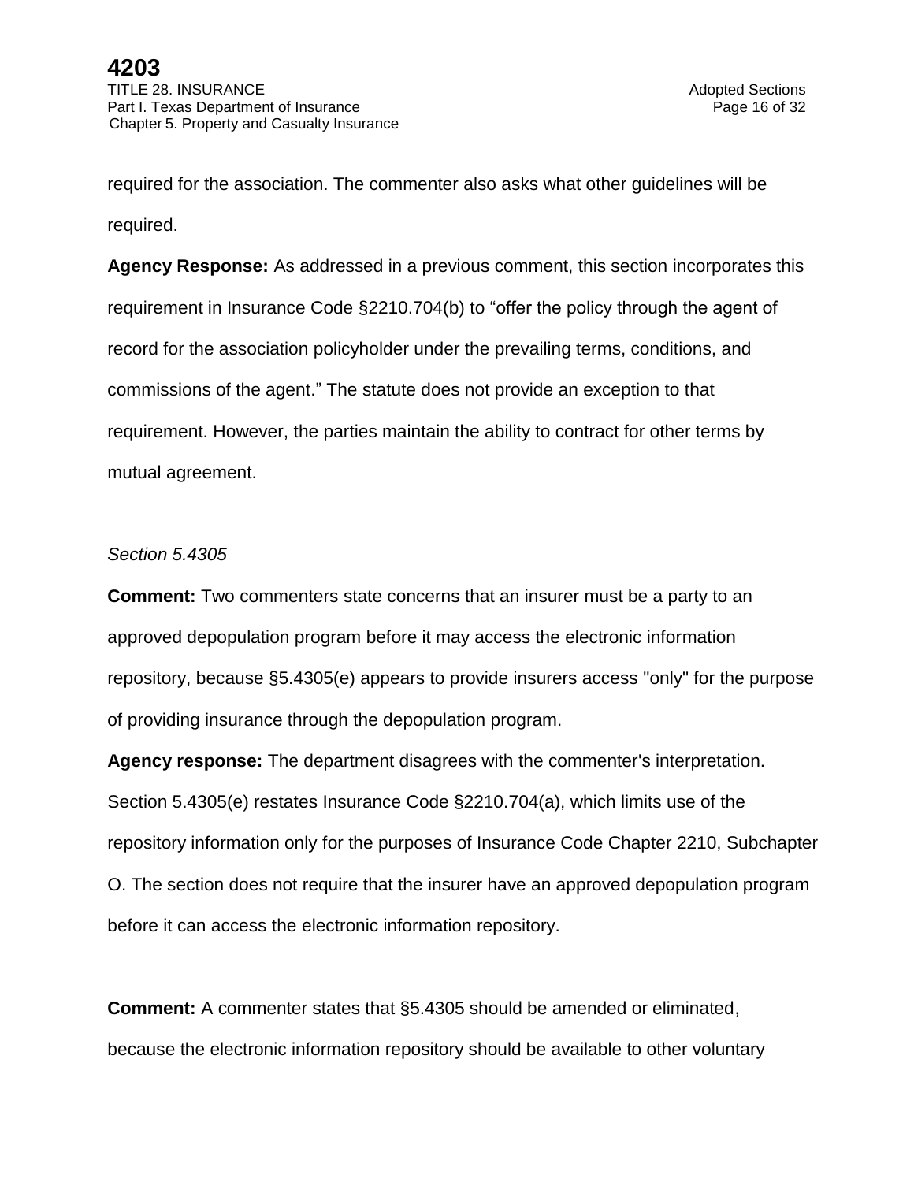required for the association. The commenter also asks what other guidelines will be required.

**Agency Response:** As addressed in a previous comment, this section incorporates this requirement in Insurance Code §2210.704(b) to “offer the policy through the agent of record for the association policyholder under the prevailing terms, conditions, and commissions of the agent.” The statute does not provide an exception to that requirement. However, the parties maintain the ability to contract for other terms by mutual agreement.

*Section 5.4305*

**Comment:** Two commenters state concerns that an insurer must be a party to an approved depopulation program before it may access the electronic information repository, because §5.4305(e) appears to provide insurers access "only" for the purpose of providing insurance through the depopulation program.

**Agency response:** The department disagrees with the commenter's interpretation. Section 5.4305(e) restates Insurance Code §2210.704(a), which limits use of the repository information only for the purposes of Insurance Code Chapter 2210, Subchapter O. The section does not require that the insurer have an approved depopulation program before it can access the electronic information repository.

**Comment:** A commenter states that §5.4305 should be amended or eliminated, because the electronic information repository should be available to other voluntary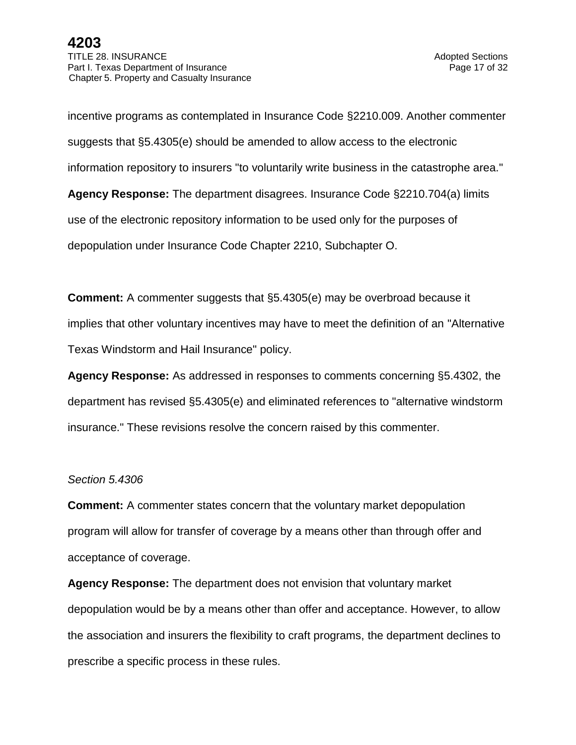incentive programs as contemplated in Insurance Code §2210.009. Another commenter suggests that §5.4305(e) should be amended to allow access to the electronic information repository to insurers "to voluntarily write business in the catastrophe area."

**Agency Response:** The department disagrees. Insurance Code §2210.704(a) limits use of the electronic repository information to be used only for the purposes of depopulation under Insurance Code Chapter 2210, Subchapter O.

**Comment:** A commenter suggests that §5.4305(e) may be overbroad because it implies that other voluntary incentives may have to meet the definition of an "Alternative Texas Windstorm and Hail Insurance" policy.

**Agency Response:** As addressed in responses to comments concerning §5.4302, the department has revised §5.4305(e) and eliminated references to "alternative windstorm insurance." These revisions resolve the concern raised by this commenter.

*Section 5.4306*

**Comment:** A commenter states concern that the voluntary market depopulation program will allow for transfer of coverage by a means other than through offer and acceptance of coverage.

**Agency Response:** The department does not envision that voluntary market depopulation would be by a means other than offer and acceptance. However, to allow the association and insurers the flexibility to craft programs, the department declines to prescribe a specific process in these rules.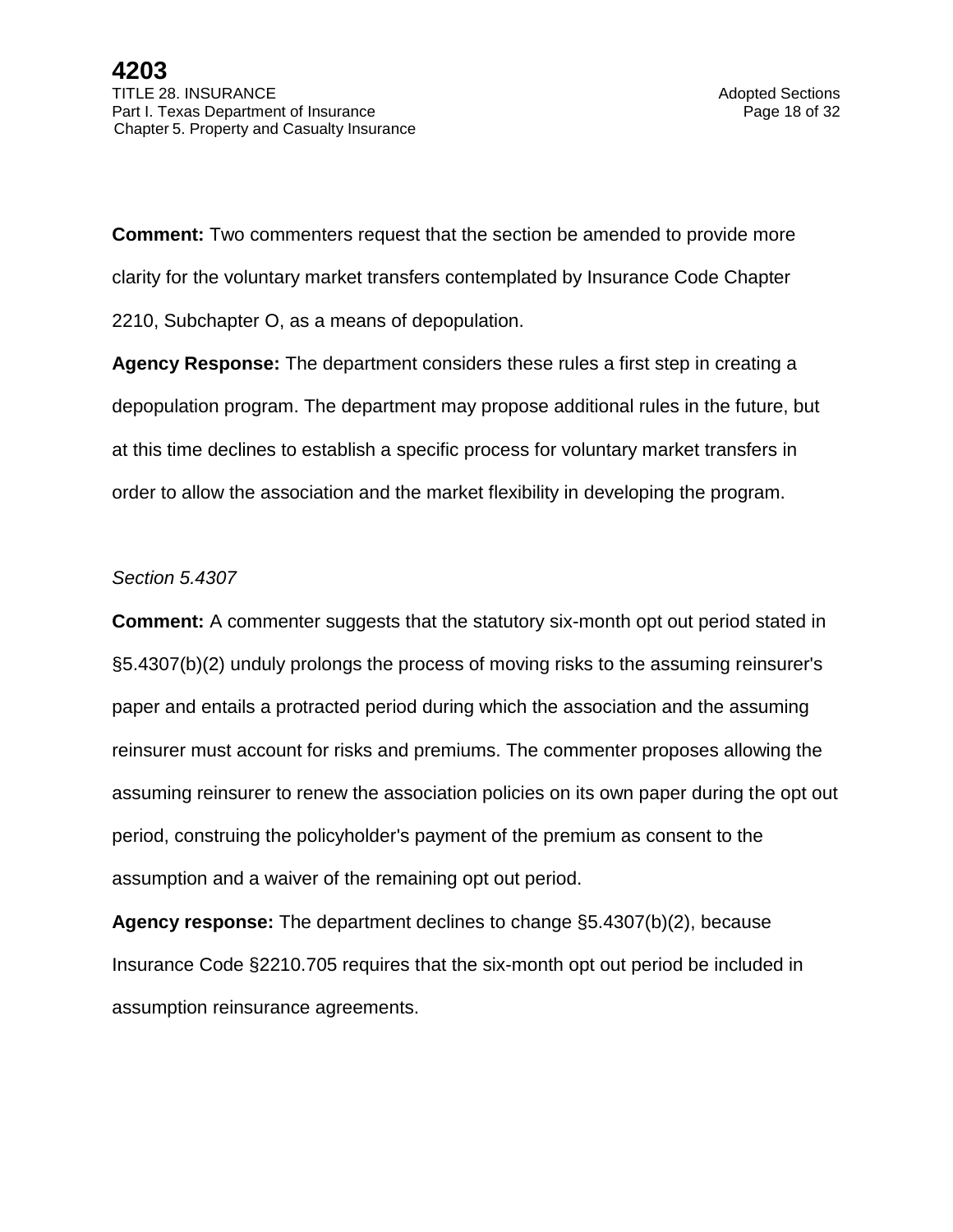**Comment:** Two commenters request that the section be amended to provide more clarity for the voluntary market transfers contemplated by Insurance Code Chapter 2210, Subchapter O, as a means of depopulation.

**Agency Response:** The department considers these rules a first step in creating a depopulation program. The department may propose additional rules in the future, but at this time declines to establish a specific process for voluntary market transfers in order to allow the association and the market flexibility in developing the program.

*Section 5.4307*

**Comment:** A commenter suggests that the statutory six-month opt out period stated in §5.4307(b)(2) unduly prolongs the process of moving risks to the assuming reinsurer's paper and entails a protracted period during which the association and the assuming reinsurer must account for risks and premiums. The commenter proposes allowing the assuming reinsurer to renew the association policies on its own paper during the opt out period, construing the policyholder's payment of the premium as consent to the assumption and a waiver of the remaining opt out period.

**Agency response:** The department declines to change §5.4307(b)(2), because Insurance Code §2210.705 requires that the six-month opt out period be included in assumption reinsurance agreements.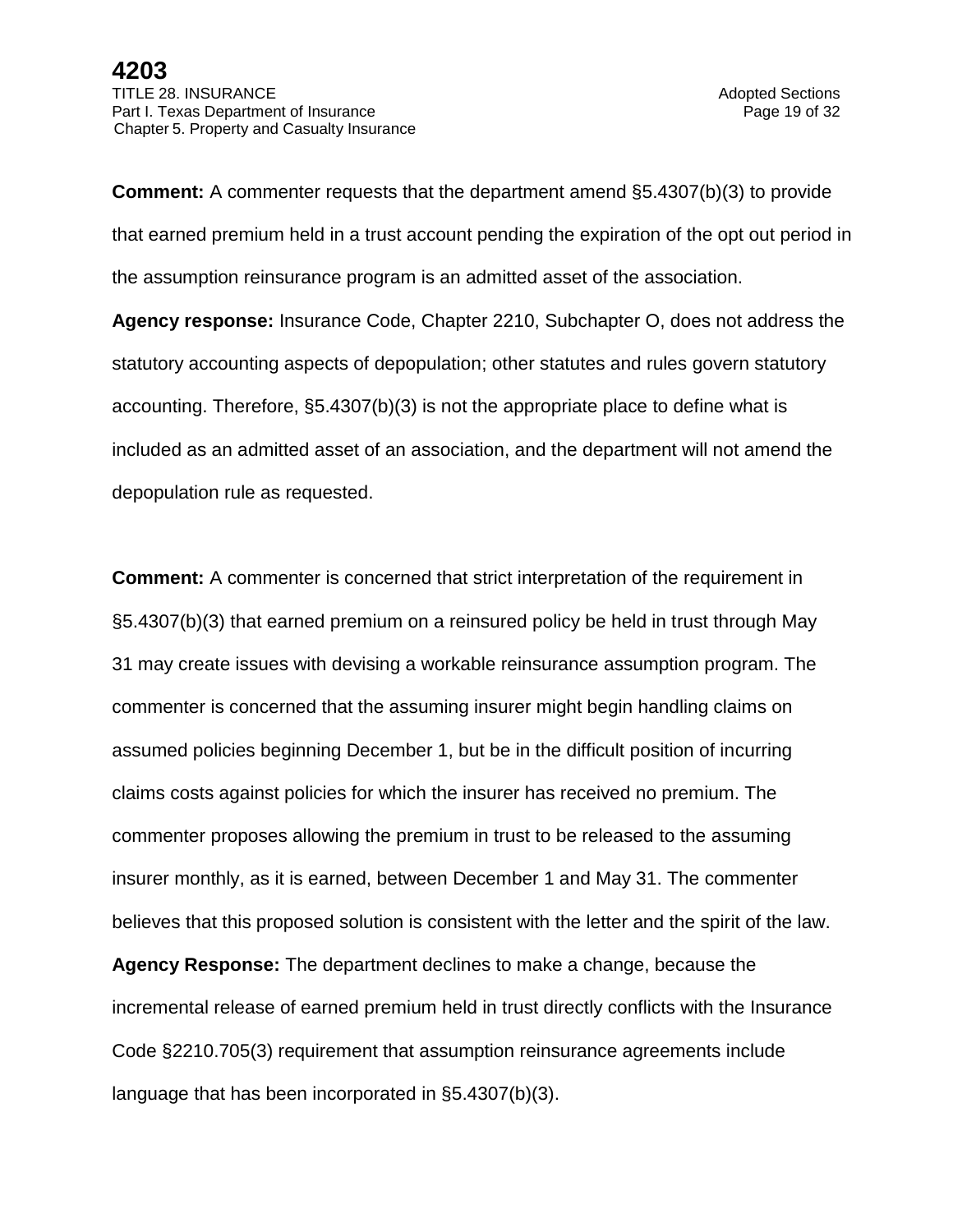**Comment:** A commenter requests that the department amend §5.4307(b)(3) to provide that earned premium held in a trust account pending the expiration of the opt out period in the assumption reinsurance program is an admitted asset of the association.

**Agency response:** Insurance Code, Chapter 2210, Subchapter O, does not address the statutory accounting aspects of depopulation; other statutes and rules govern statutory accounting. Therefore, §5.4307(b)(3) is not the appropriate place to define what is included as an admitted asset of an association, and the department will not amend the depopulation rule as requested.

**Comment:** A commenter is concerned that strict interpretation of the requirement in §5.4307(b)(3) that earned premium on a reinsured policy be held in trust through May 31 may create issues with devising a workable reinsurance assumption program. The commenter is concerned that the assuming insurer might begin handling claims on assumed policies beginning December 1, but be in the difficult position of incurring claims costs against policies for which the insurer has received no premium. The commenter proposes allowing the premium in trust to be released to the assuming insurer monthly, as it is earned, between December 1 and May 31. The commenter believes that this proposed solution is consistent with the letter and the spirit of the law.

**Agency Response:** The department declines to make a change, because the incremental release of earned premium held in trust directly conflicts with the Insurance Code §2210.705(3) requirement that assumption reinsurance agreements include language that has been incorporated in §5.4307(b)(3).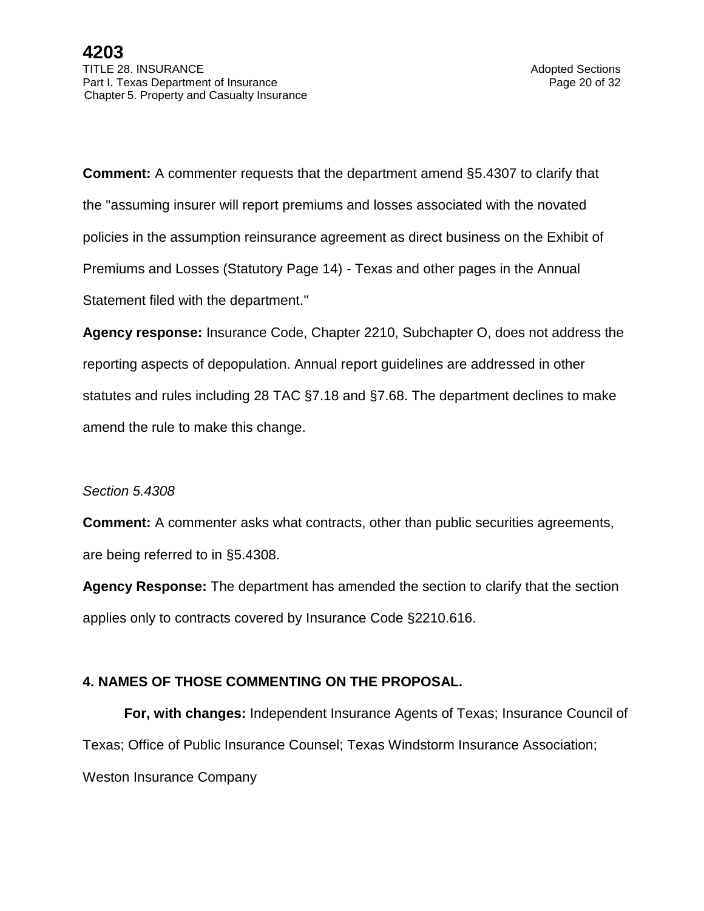**Comment:** A commenter requests that the department amend §5.4307 to clarify that the "assuming insurer will report premiums and losses associated with the novated policies in the assumption reinsurance agreement as direct business on the Exhibit of Premiums and Losses (Statutory Page 14) - Texas and other pages in the Annual Statement filed with the department."

**Agency response:** Insurance Code, Chapter 2210, Subchapter O, does not address the reporting aspects of depopulation. Annual report guidelines are addressed in other statutes and rules including 28 TAC §7.18 and §7.68. The department declines to make amend the rule to make this change.

*Section 5.4308*

**Comment:** A commenter asks what contracts, other than public securities agreements, are being referred to in §5.4308.

**Agency Response:** The department has amended the section to clarify that the section applies only to contracts covered by Insurance Code §2210.616.

## 4. NAMES OF THOSE COMMENTING ON THE PROPOSAL.

**For, with changes:** Independent Insurance Agents of Texas; Insurance Council of Texas; Office of Public Insurance Counsel; Texas Windstorm Insurance Association; Weston Insurance Company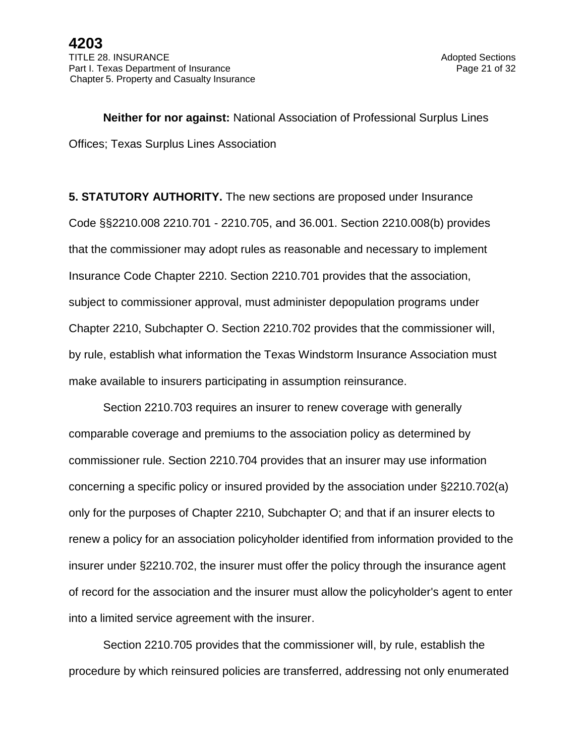**Neither for nor against:** National Association of Professional Surplus Lines Offices; Texas Surplus Lines Association

**5. STATUTORY AUTHORITY.** The new sections are proposed under Insurance Code §§2210.008 2210.701 - 2210.705, and 36.001. Section 2210.008(b) provides that the commissioner may adopt rules as reasonable and necessary to implement Insurance Code Chapter 2210. Section 2210.701 provides that the association, subject to commissioner approval, must administer depopulation programs under Chapter 2210, Subchapter O. Section 2210.702 provides that the commissioner will, by rule, establish what information the Texas Windstorm Insurance Association must make available to insurers participating in assumption reinsurance.

Section 2210.703 requires an insurer to renew coverage with generally comparable coverage and premiums to the association policy as determined by commissioner rule. Section 2210.704 provides that an insurer may use information concerning a specific policy or insured provided by the association under §2210.702(a) only for the purposes of Chapter 2210, Subchapter O; and that if an insurer elects to renew a policy for an association policyholder identified from information provided to the insurer under §2210.702, the insurer must offer the policy through the insurance agent of record for the association and the insurer must allow the policyholder's agent to enter into a limited service agreement with the insurer.

Section 2210.705 provides that the commissioner will, by rule, establish the procedure by which reinsured policies are transferred, addressing not only enumerated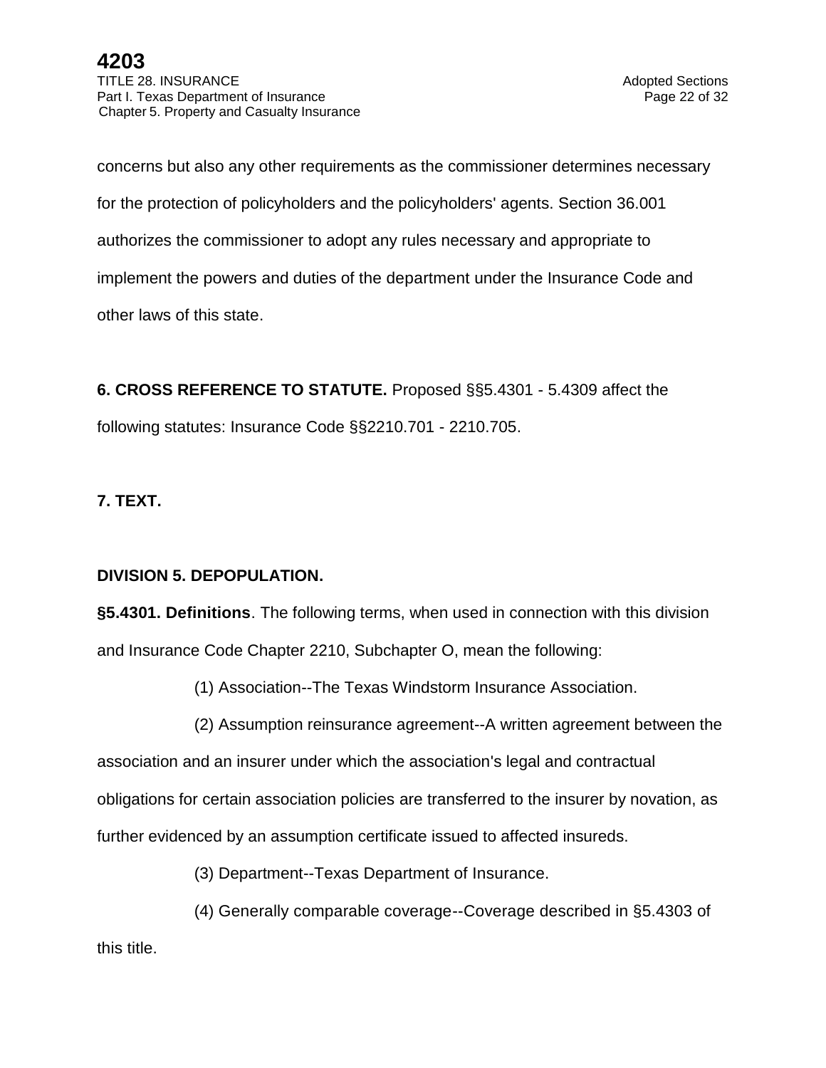concerns but also any other requirements as the commissioner determines necessary for the protection of policyholders and the policyholders' agents. Section 36.001 authorizes the commissioner to adopt any rules necessary and appropriate to implement the powers and duties of the department under the Insurance Code and other laws of this state.

**6. CROSS REFERENCE TO STATUTE.** Proposed §§5.4301 - 5.4309 affect the following statutes: Insurance Code §§2210.701 - 2210.705.

**7. TEXT.**

**DIVISION 5. DEPOPULATION.**

**§5.4301. Definitions**. The following terms, when used in connection with this division and Insurance Code Chapter 2210, Subchapter O, mean the following:

(1) Association--The Texas Windstorm Insurance Association.

(2) Assumption reinsurance agreement--A written agreement between the association and an insurer under which the association's legal and contractual obligations for certain association policies are transferred to the insurer by novation, as further evidenced by an assumption certificate issued to affected insureds.

(3) Department--Texas Department of Insurance.

(4) Generally comparable coverage--Coverage described in §5.4303 of this title.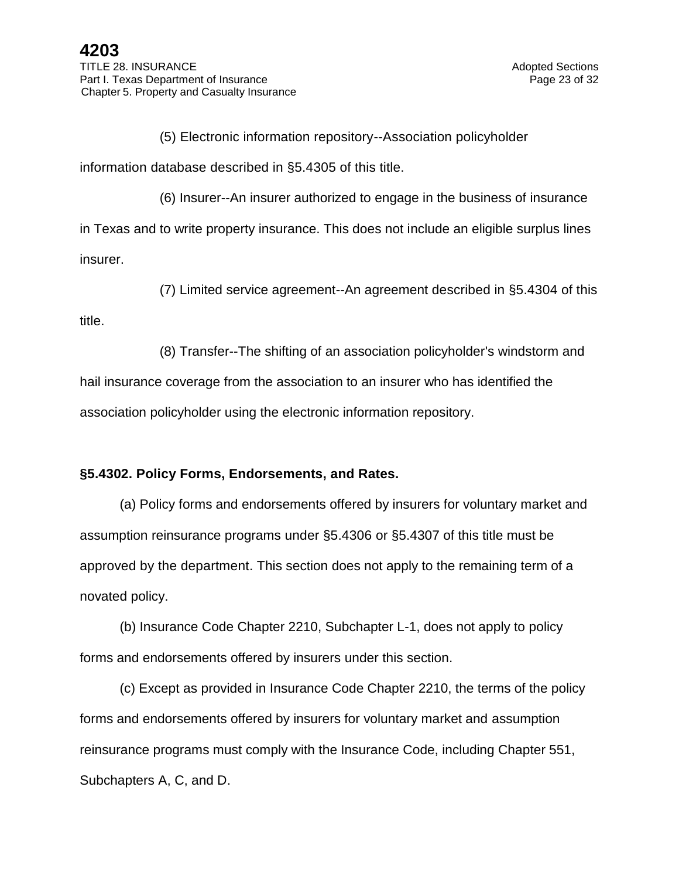(5) Electronic information repository--Association policyholder information database described in §5.4305 of this title.

(6) Insurer--An insurer authorized to engage in the business of insurance in Texas and to write property insurance. This does not include an eligible surplus lines insurer.

(7) Limited service agreement--An agreement described in §5.4304 of this title.

(8) Transfer--The shifting of an association policyholder's windstorm and hail insurance coverage from the association to an insurer who has identified the association policyholder using the electronic information repository.

**§5.4302. Policy Forms, Endorsements, and Rates.**

(a) Policy forms and endorsements offered by insurers for voluntary market and assumption reinsurance programs under §5.4306 or §5.4307 of this title must be approved by the department. This section does not apply to the remaining term of a novated policy.

(b) Insurance Code Chapter 2210, Subchapter L-1, does not apply to policy forms and endorsements offered by insurers under this section.

(c) Except as provided in Insurance Code Chapter 2210, the terms of the policy forms and endorsements offered by insurers for voluntary market and assumption reinsurance programs must comply with the Insurance Code, including Chapter 551, Subchapters A, C, and D.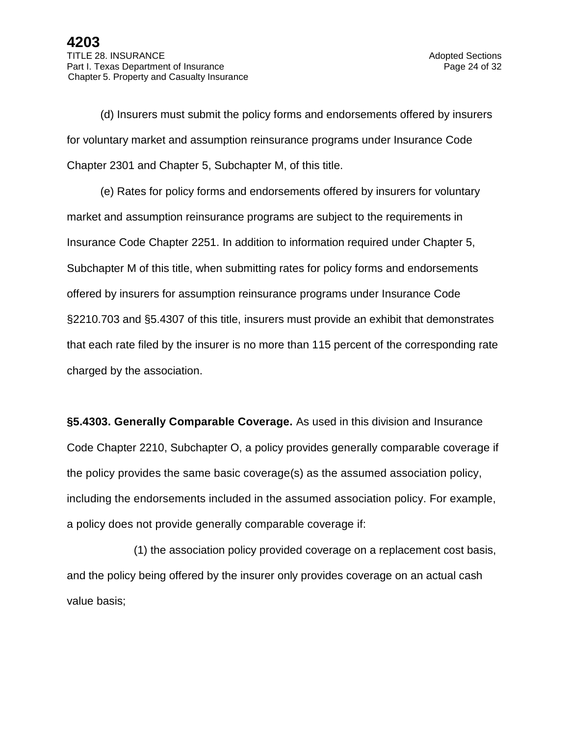(d) Insurers must submit the policy forms and endorsements offered by insurers for voluntary market and assumption reinsurance programs under Insurance Code Chapter 2301 and Chapter 5, Subchapter M, of this title.

(e) Rates for policy forms and endorsements offered by insurers for voluntary market and assumption reinsurance programs are subject to the requirements in Insurance Code Chapter 2251. In addition to information required under Chapter 5, Subchapter M of this title, when submitting rates for policy forms and endorsements offered by insurers for assumption reinsurance programs under Insurance Code §2210.703 and §5.4307 of this title, insurers must provide an exhibit that demonstrates that each rate filed by the insurer is no more than 115 percent of the corresponding rate charged by the association.

**§5.4303. Generally Comparable Coverage.** As used in this division and Insurance Code Chapter 2210, Subchapter O, a policy provides generally comparable coverage if the policy provides the same basic coverage(s) as the assumed association policy, including the endorsements included in the assumed association policy. For example, a policy does not provide generally comparable coverage if:

(1) the association policy provided coverage on a replacement cost basis, and the policy being offered by the insurer only provides coverage on an actual cash value basis;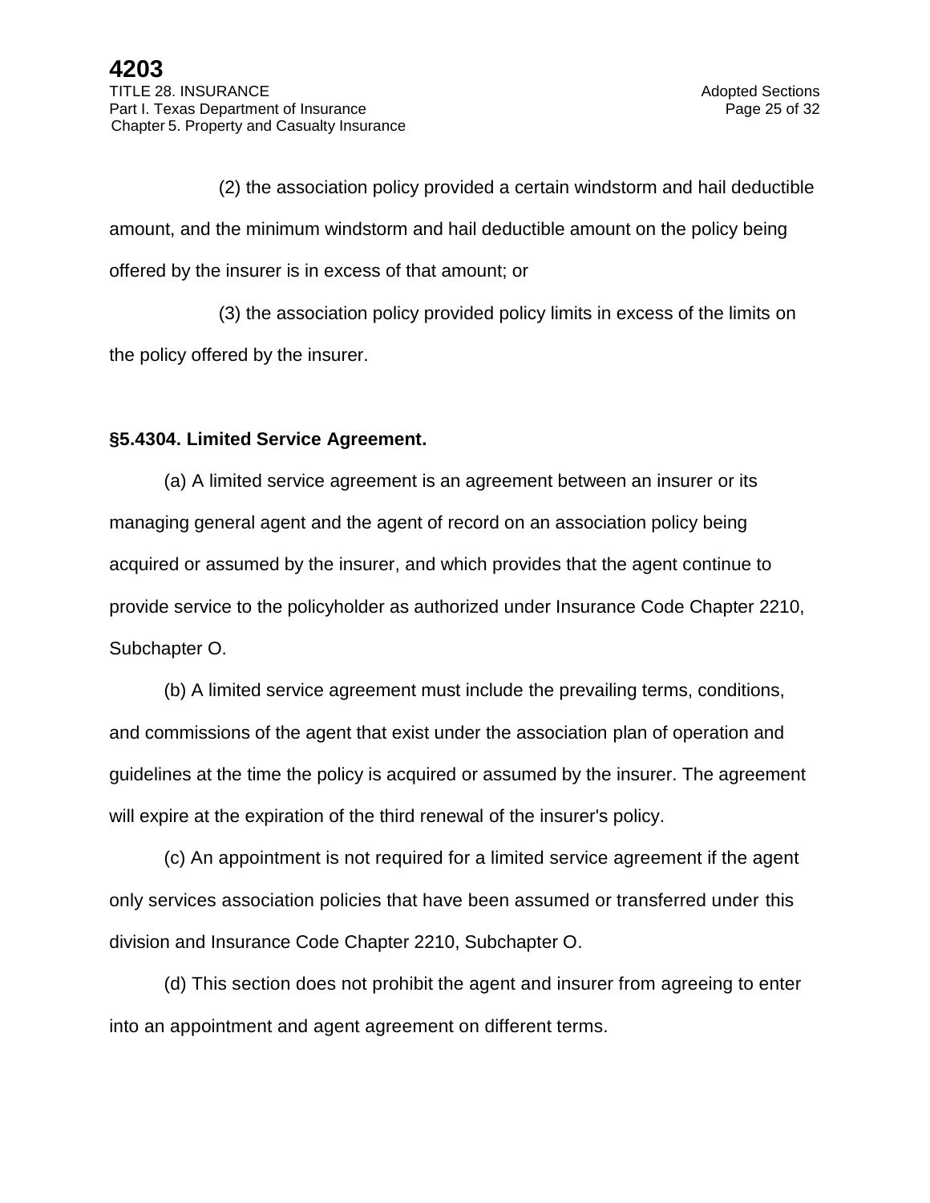(2) the association policy provided a certain windstorm and hail deductible amount, and the minimum windstorm and hail deductible amount on the policy being offered by the insurer is in excess of that amount; or

(3) the association policy provided policy limits in excess of the limits on the policy offered by the insurer.

**§5.4304. Limited Service Agreement.**

(a) A limited service agreement is an agreement between an insurer or its managing general agent and the agent of record on an association policy being acquired or assumed by the insurer, and which provides that the agent continue to provide service to the policyholder as authorized under Insurance Code Chapter 2210, Subchapter O.

(b) A limited service agreement must include the prevailing terms, conditions, and commissions of the agent that exist under the association plan of operation and guidelines at the time the policy is acquired or assumed by the insurer. The agreement will expire at the expiration of the third renewal of the insurer's policy.

(c) An appointment is not required for a limited service agreement if the agent only services association policies that have been assumed or transferred under this division and Insurance Code Chapter 2210, Subchapter O.

(d) This section does not prohibit the agent and insurer from agreeing to enter into an appointment and agent agreement on different terms.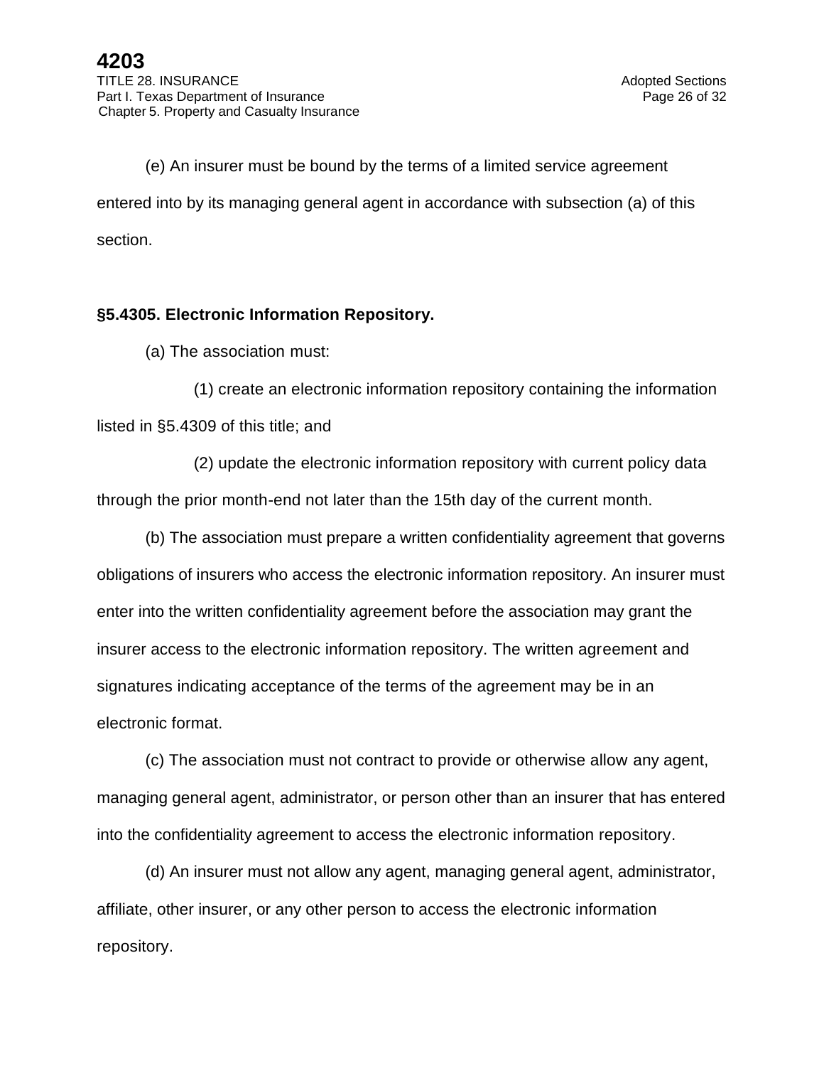(e) An insurer must be bound by the terms of a limited service agreement entered into by its managing general agent in accordance with subsection (a) of this section.

**§5.4305. Electronic Information Repository.**

(a) The association must:

(1) create an electronic information repository containing the information listed in §5.4309 of this title; and

(2) update the electronic information repository with current policy data through the prior month-end not later than the 15th day of the current month.

(b) The association must prepare a written confidentiality agreement that governs obligations of insurers who access the electronic information repository. An insurer must enter into the written confidentiality agreement before the association may grant the insurer access to the electronic information repository. The written agreement and signatures indicating acceptance of the terms of the agreement may be in an electronic format.

(c) The association must not contract to provide or otherwise allow any agent, managing general agent, administrator, or person other than an insurer that has entered into the confidentiality agreement to access the electronic information repository.

(d) An insurer must not allow any agent, managing general agent, administrator, affiliate, other insurer, or any other person to access the electronic information repository.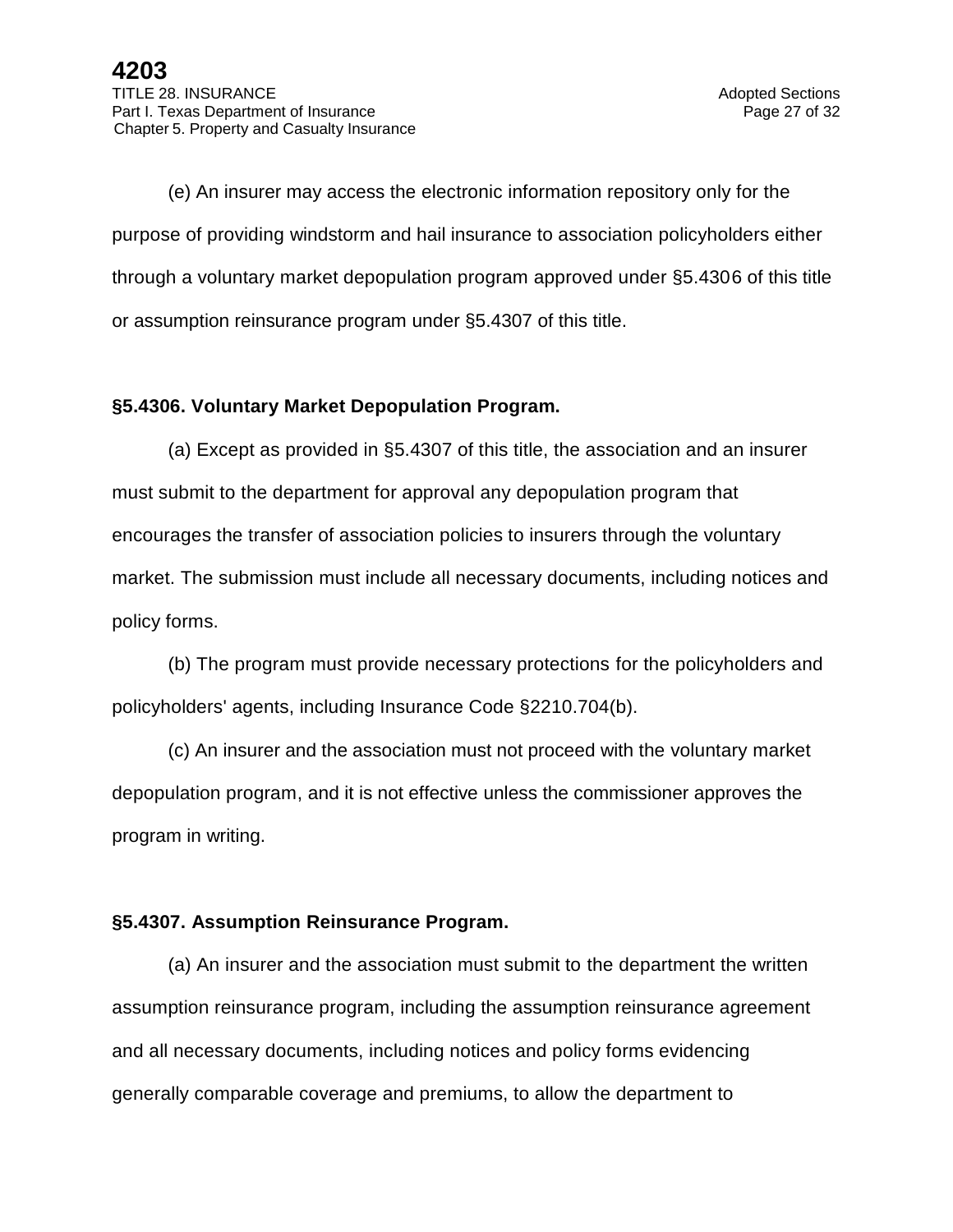(e) An insurer may access the electronic information repository only for the purpose of providing windstorm and hail insurance to association policyholders either through a voluntary market depopulation program approved under §5.4306 of this title or assumption reinsurance program under §5.4307 of this title.

**§5.4306. Voluntary Market Depopulation Program.**

(a) Except as provided in §5.4307 of this title, the association and an insurer must submit to the department for approval any depopulation program that encourages the transfer of association policies to insurers through the voluntary market. The submission must include all necessary documents, including notices and policy forms.

(b) The program must provide necessary protections for the policyholders and policyholders' agents, including Insurance Code §2210.704(b).

(c) An insurer and the association must not proceed with the voluntary market depopulation program, and it is not effective unless the commissioner approves the program in writing.

**§5.4307. Assumption Reinsurance Program.**

(a) An insurer and the association must submit to the department the written assumption reinsurance program, including the assumption reinsurance agreement and all necessary documents, including notices and policy forms evidencing generally comparable coverage and premiums, to allow the department to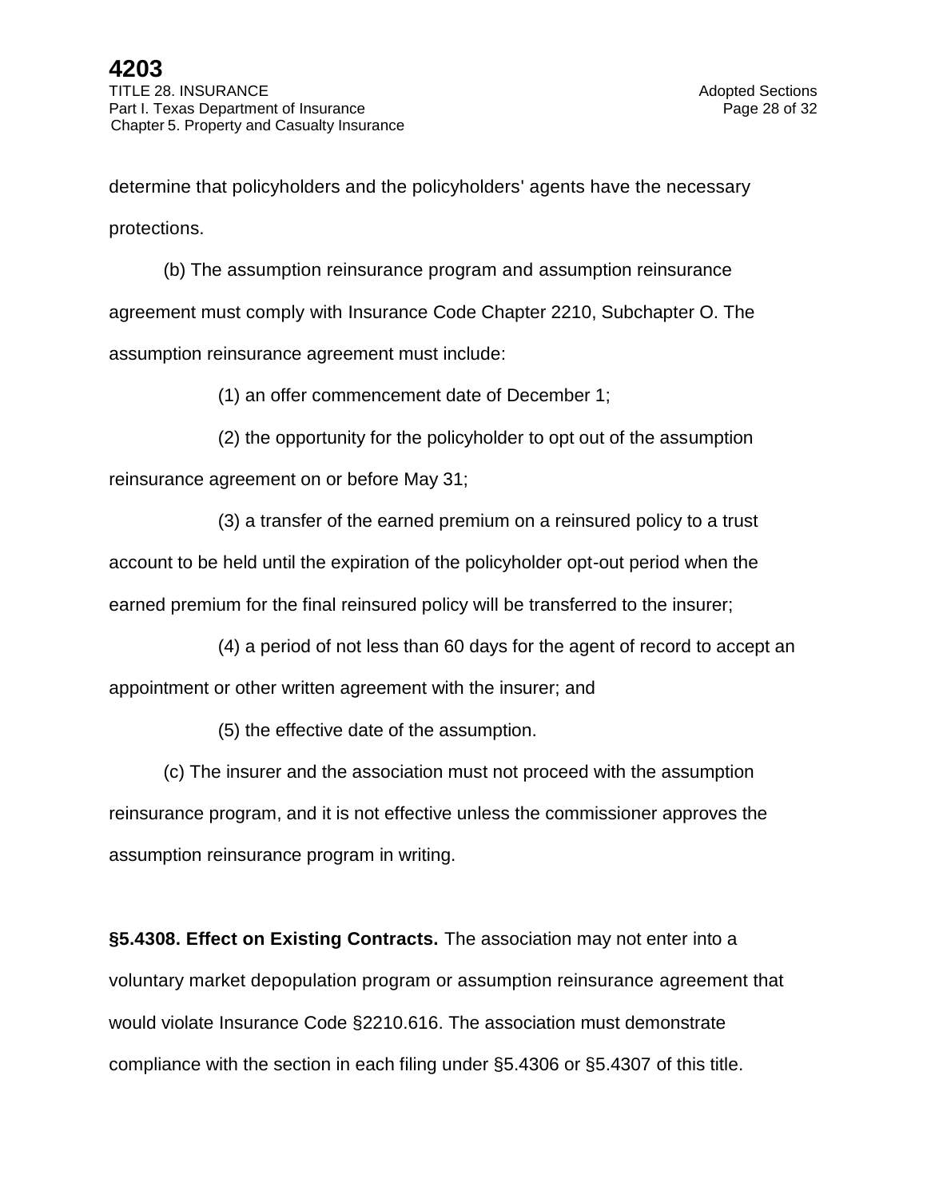determine that policyholders and the policyholders' agents have the necessary protections.

(b) The assumption reinsurance program and assumption reinsurance agreement must comply with Insurance Code Chapter 2210, Subchapter O. The assumption reinsurance agreement must include:

(1) an offer commencement date of December 1;

(2) the opportunity for the policyholder to opt out of the assumption reinsurance agreement on or before May 31;

(3) a transfer of the earned premium on a reinsured policy to a trust account to be held until the expiration of the policyholder opt-out period when the earned premium for the final reinsured policy will be transferred to the insurer;

(4) a period of not less than 60 days for the agent of record to accept an appointment or other written agreement with the insurer; and

(5) the effective date of the assumption.

(c) The insurer and the association must not proceed with the assumption reinsurance program, and it is not effective unless the commissioner approves the assumption reinsurance program in writing.

**§5.4308. Effect on Existing Contracts.** The association may not enter into a voluntary market depopulation program or assumption reinsurance agreement that would violate Insurance Code §2210.616. The association must demonstrate compliance with the section in each filing under §5.4306 or §5.4307 of this title.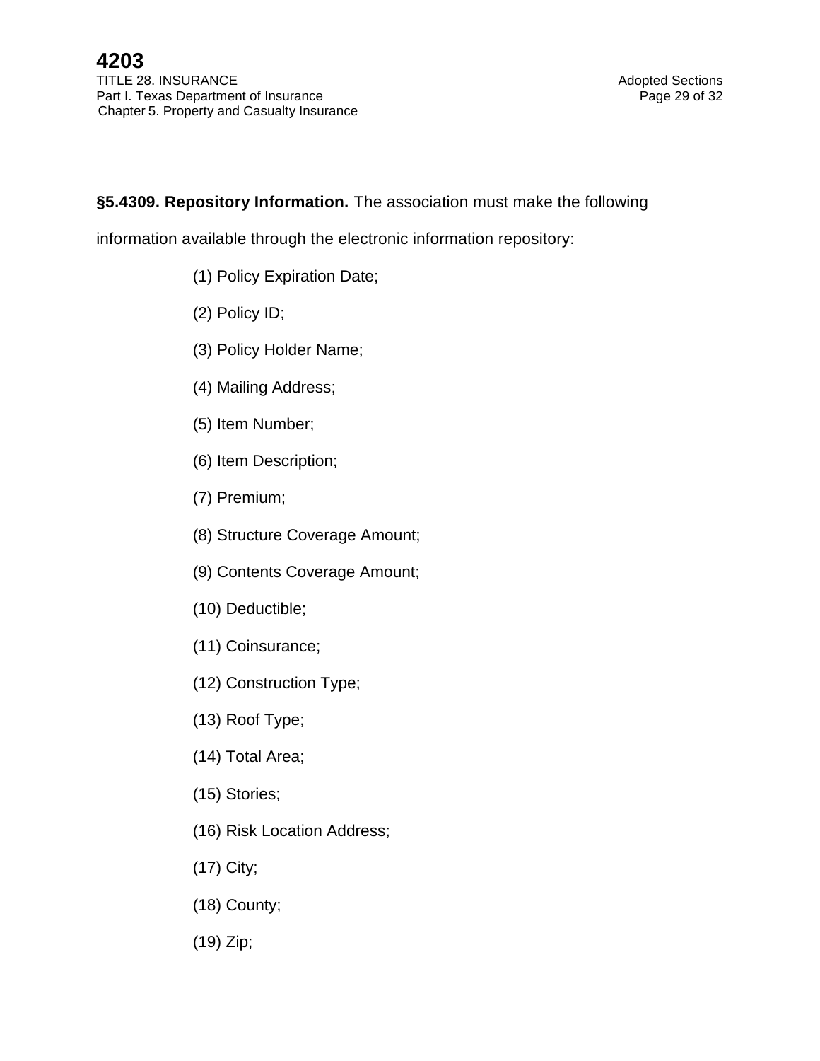**§5.4309. Repository Information.** The association must make the following information available through the electronic information repository:

(1) Policy Expiration Date;

(2) Policy ID;

(3) Policy Holder Name;

(4) Mailing Address;

(5) Item Number;

(6) Item Description;

(7) Premium;

(8) Structure Coverage Amount;

(9) Contents Coverage Amount;

(10) Deductible;

(11) Coinsurance;

(12) Construction Type;

(13) Roof Type;

(14) Total Area;

(15) Stories;

(16) Risk Location Address;

(17) City;

(18) County;

(19) Zip;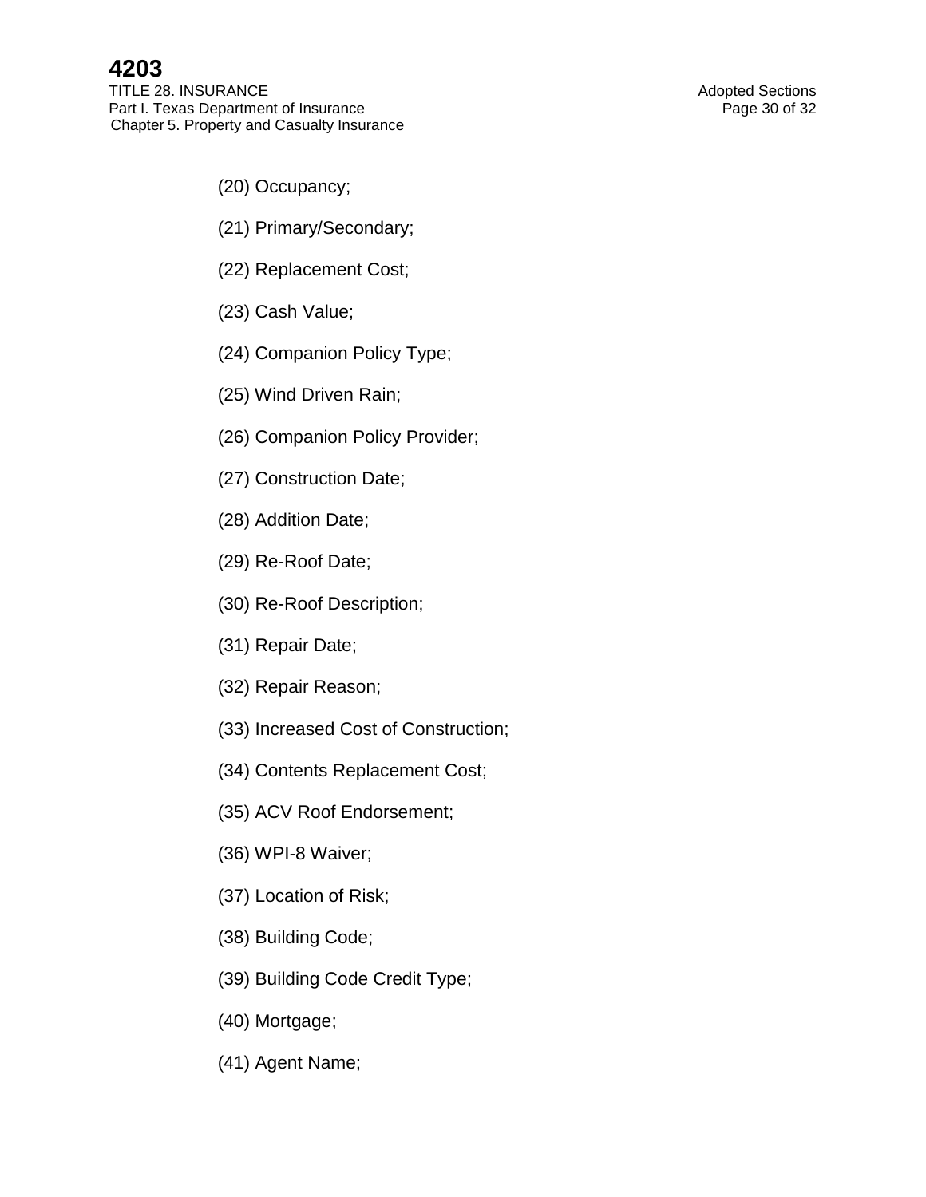(20) Occupancy;

(21) Primary/Secondary;

(22) Replacement Cost;

(23) Cash Value;

(24) Companion Policy Type;

(25) Wind Driven Rain;

(26) Companion Policy Provider;

(27) Construction Date;

(28) Addition Date;

(29) Re-Roof Date;

(30) Re-Roof Description;

(31) Repair Date;

(32) Repair Reason;

(33) Increased Cost of Construction;

(34) Contents Replacement Cost;

(35) ACV Roof Endorsement;

(36) WPI-8 Waiver;

(37) Location of Risk;

(38) Building Code;

(39) Building Code Credit Type;

(40) Mortgage;

(41) Agent Name;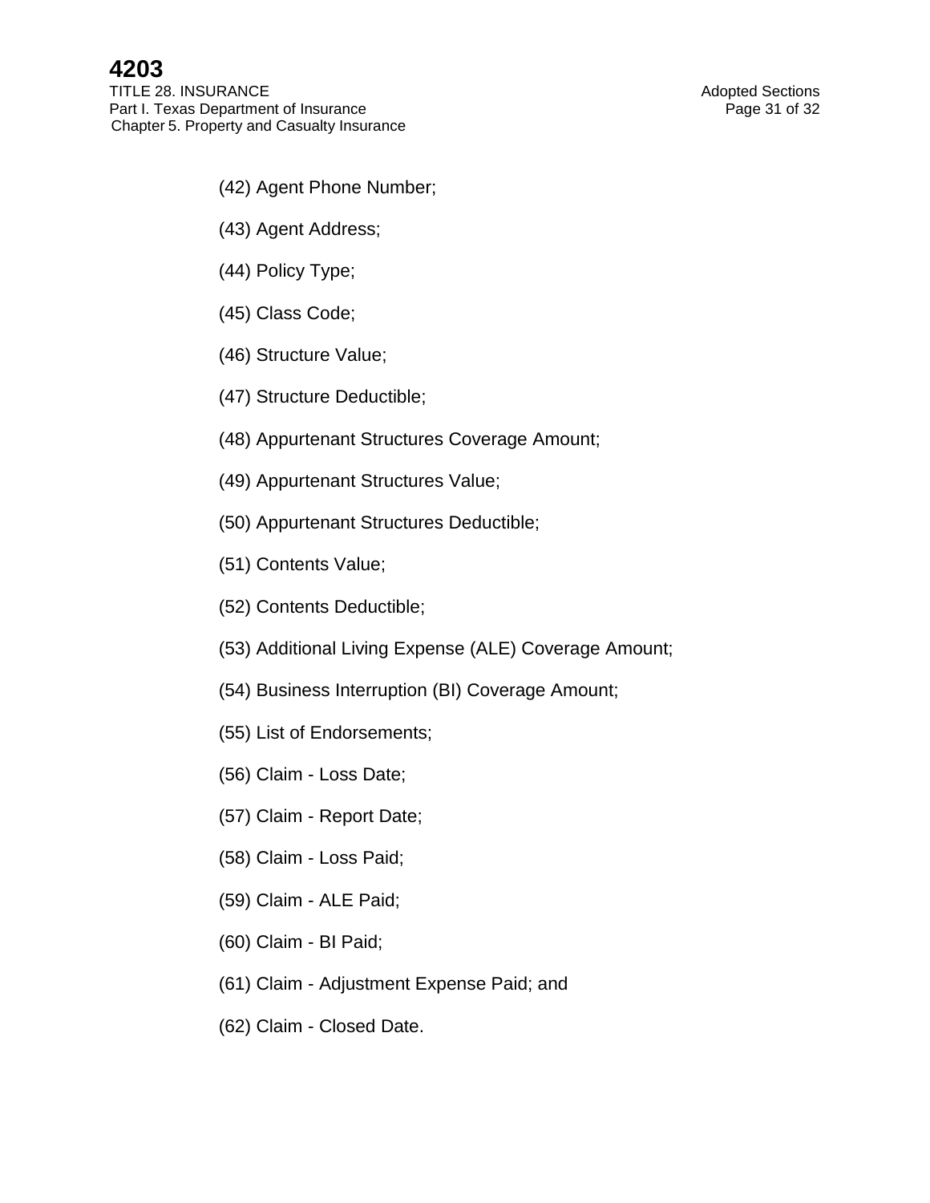(42) Agent Phone Number;

(43) Agent Address;

(44) Policy Type;

(45) Class Code;

(46) Structure Value;

(47) Structure Deductible;

(48) Appurtenant Structures Coverage Amount;

(49) Appurtenant Structures Value;

(50) Appurtenant Structures Deductible;

(51) Contents Value;

(52) Contents Deductible;

(53) Additional Living Expense (ALE) Coverage Amount;

(54) Business Interruption (BI) Coverage Amount;

(55) List of Endorsements;

(56) Claim - Loss Date;

(57) Claim - Report Date;

(58) Claim - Loss Paid;

(59) Claim - ALE Paid;

(60) Claim - BI Paid;

(61) Claim - Adjustment Expense Paid; and

(62) Claim - Closed Date.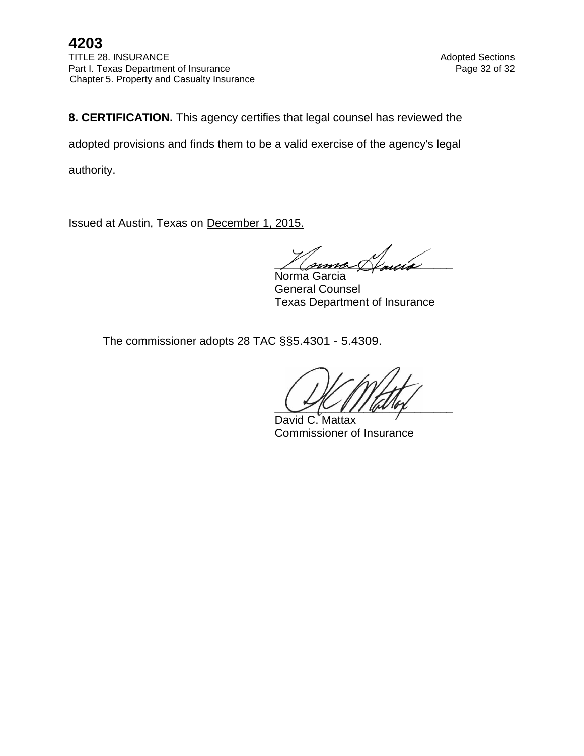**8. CERTIFICATION.** This agency certifies that legal counsel has reviewed the adopted provisions and finds them to be a valid exercise of the agency's legal authority.

Issued at Austin, Texas on December 1, 2015.

Norma Garcia
General Counsel
Texas Department of Insurance

The commissioner adopts 28 TAC §§5.4301 - 5.4309.

David C. Mattax
Commissioner of Insurance